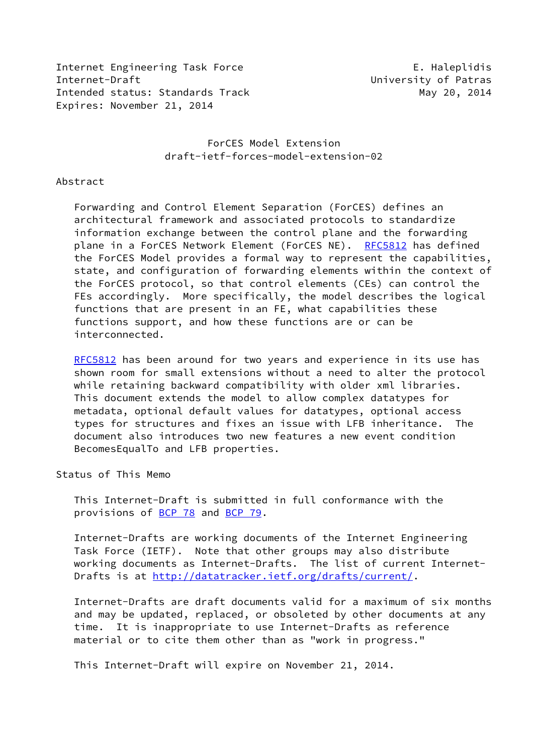Internet Engineering Task Force E. Haleplidis
Internet-Draft University of Patras
Intended status: Standards Track May 20, 2014
Expires: November 21, 2014

# ForCES Model Extension
## draft-ietf-forces-model-extension-02

## Abstract

Forwarding and Control Element Separation (ForCES) defines an architectural framework and associated protocols to standardize information exchange between the control plane and the forwarding plane in a ForCES Network Element (ForCES NE). RFC5812 has defined the ForCES Model provides a formal way to represent the capabilities, state, and configuration of forwarding elements within the context of the ForCES protocol, so that control elements (CEs) can control the FEs accordingly. More specifically, the model describes the logical functions that are present in an FE, what capabilities these functions support, and how these functions are or can be interconnected.

RFC5812 has been around for two years and experience in its use has shown room for small extensions without a need to alter the protocol while retaining backward compatibility with older xml libraries. This document extends the model to allow complex datatypes for metadata, optional default values for datatypes, optional access types for structures and fixes an issue with LFB inheritance. The document also introduces two new features a new event condition BecomesEqualTo and LFB properties.

## Status of This Memo

This Internet-Draft is submitted in full conformance with the provisions of BCP 78 and BCP 79.

Internet-Drafts are working documents of the Internet Engineering Task Force (IETF). Note that other groups may also distribute working documents as Internet-Drafts. The list of current Internet-Drafts is at http://datatracker.ietf.org/drafts/current/.

Internet-Drafts are draft documents valid for a maximum of six months and may be updated, replaced, or obsoleted by other documents at any time. It is inappropriate to use Internet-Drafts as reference material or to cite them other than as "work in progress."

This Internet-Draft will expire on November 21, 2014.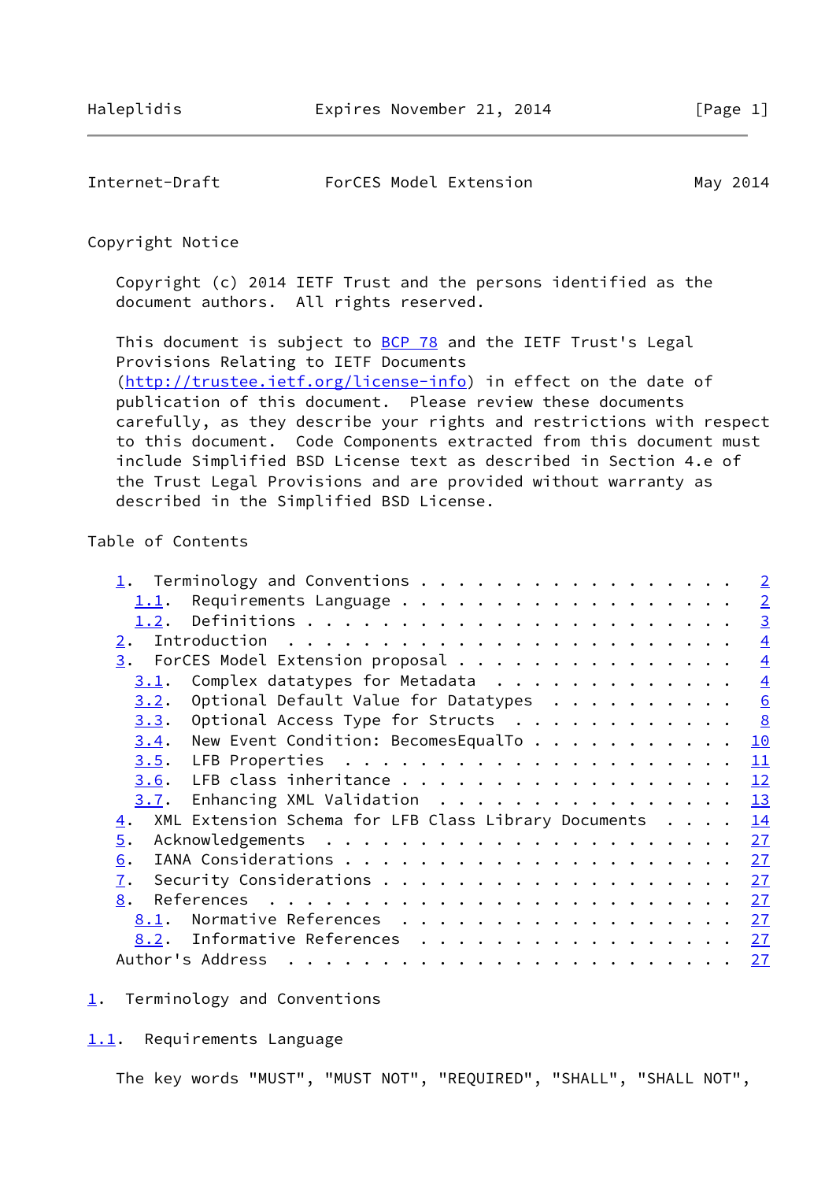## Copyright Notice

Copyright (c) 2014 IETF Trust and the persons identified as the document authors. All rights reserved.

This document is subject to BCP 78 and the IETF Trust's Legal Provisions Relating to IETF Documents (http://trustee.ietf.org/license-info) in effect on the date of publication of this document. Please review these documents carefully, as they describe your rights and restrictions with respect to this document. Code Components extracted from this document must include Simplified BSD License text as described in Section 4.e of the Trust Legal Provisions and are provided without warranty as described in the Simplified BSD License.

## Table of Contents

```
   1.  Terminology and Conventions . . . . . . . . . . . . . . . . .   2
     1.1.  Requirements Language . . . . . . . . . . . . . . . . . .   2
     1.2.  Definitions . . . . . . . . . . . . . . . . . . . . . . .   3
   2.  Introduction  . . . . . . . . . . . . . . . . . . . . . . . .   4
   3.  ForCES Model Extension proposal . . . . . . . . . . . . . . .   4
     3.1.  Complex datatypes for Metadata  . . . . . . . . . . . . .   4
     3.2.  Optional Default Value for Datatypes  . . . . . . . . . .   6
     3.3.  Optional Access Type for Structs  . . . . . . . . . . . .   8
     3.4.  New Event Condition: BecomesEqualTo . . . . . . . . . . .  10
     3.5.  LFB Properties  . . . . . . . . . . . . . . . . . . . . .  11
     3.6.  LFB class inheritance . . . . . . . . . . . . . . . . . .  12
     3.7.  Enhancing XML Validation  . . . . . . . . . . . . . . . .  13
   4.  XML Extension Schema for LFB Class Library Documents  . . . .  14
   5.  Acknowledgements  . . . . . . . . . . . . . . . . . . . . . .  27
   6.  IANA Considerations . . . . . . . . . . . . . . . . . . . . .  27
   7.  Security Considerations . . . . . . . . . . . . . . . . . . .  27
   8.  References  . . . . . . . . . . . . . . . . . . . . . . . . .  27
     8.1.  Normative References  . . . . . . . . . . . . . . . . . .  27
     8.2.  Informative References  . . . . . . . . . . . . . . . . .  27
   Author's Address  . . . . . . . . . . . . . . . . . . . . . . . .  27
```

# 1. Terminology and Conventions

## 1.1. Requirements Language

The key words "MUST", "MUST NOT", "REQUIRED", "SHALL", "SHALL NOT",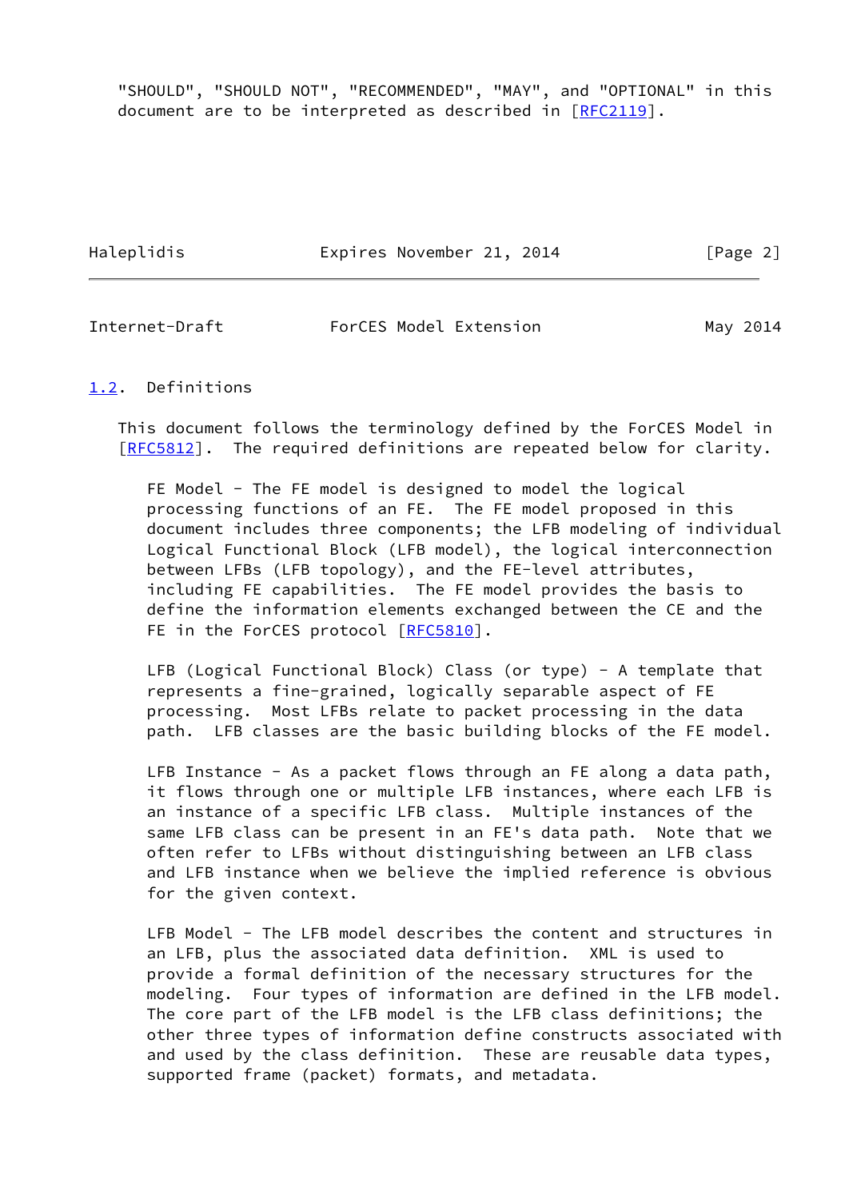"SHOULD", "SHOULD NOT", "RECOMMENDED", "MAY", and "OPTIONAL" in this document are to be interpreted as described in [RFC2119].

### 1.2. Definitions

This document follows the terminology defined by the ForCES Model in [RFC5812]. The required definitions are repeated below for clarity.

FE Model - The FE model is designed to model the logical processing functions of an FE. The FE model proposed in this document includes three components; the LFB modeling of individual Logical Functional Block (LFB model), the logical interconnection between LFBs (LFB topology), and the FE-level attributes, including FE capabilities. The FE model provides the basis to define the information elements exchanged between the CE and the FE in the ForCES protocol [RFC5810].

LFB (Logical Functional Block) Class (or type) - A template that represents a fine-grained, logically separable aspect of FE processing. Most LFBs relate to packet processing in the data path. LFB classes are the basic building blocks of the FE model.

LFB Instance - As a packet flows through an FE along a data path, it flows through one or multiple LFB instances, where each LFB is an instance of a specific LFB class. Multiple instances of the same LFB class can be present in an FE's data path. Note that we often refer to LFBs without distinguishing between an LFB class and LFB instance when we believe the implied reference is obvious for the given context.

LFB Model - The LFB model describes the content and structures in an LFB, plus the associated data definition. XML is used to provide a formal definition of the necessary structures for the modeling. Four types of information are defined in the LFB model. The core part of the LFB model is the LFB class definitions; the other three types of information define constructs associated with and used by the class definition. These are reusable data types, supported frame (packet) formats, and metadata.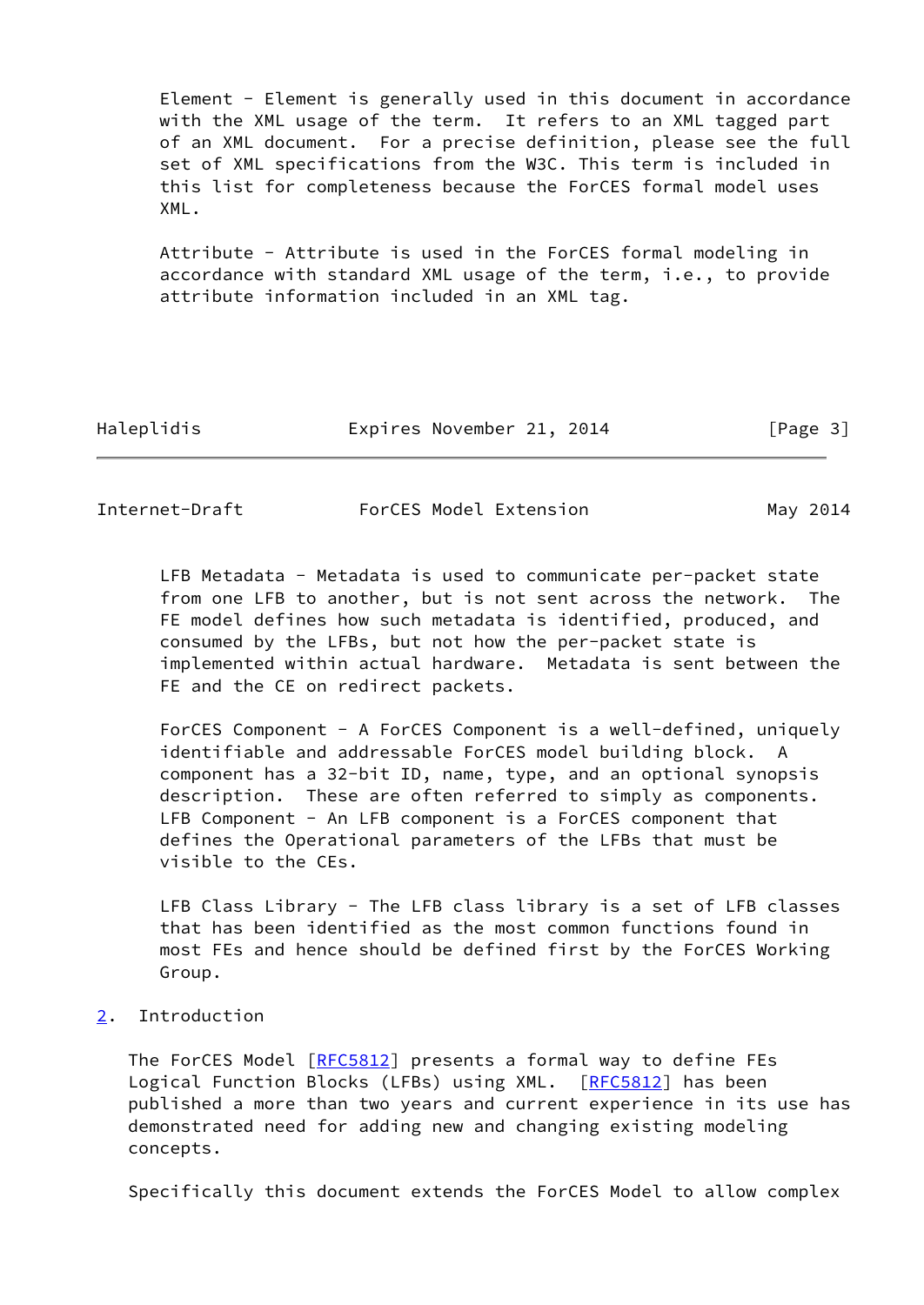Element - Element is generally used in this document in accordance with the XML usage of the term. It refers to an XML tagged part of an XML document. For a precise definition, please see the full set of XML specifications from the W3C. This term is included in this list for completeness because the ForCES formal model uses XML.

Attribute - Attribute is used in the ForCES formal modeling in accordance with standard XML usage of the term, i.e., to provide attribute information included in an XML tag.

LFB Metadata - Metadata is used to communicate per-packet state from one LFB to another, but is not sent across the network. The FE model defines how such metadata is identified, produced, and consumed by the LFBs, but not how the per-packet state is implemented within actual hardware. Metadata is sent between the FE and the CE on redirect packets.

ForCES Component - A ForCES Component is a well-defined, uniquely identifiable and addressable ForCES model building block. A component has a 32-bit ID, name, type, and an optional synopsis description. These are often referred to simply as components.

LFB Component - An LFB component is a ForCES component that defines the Operational parameters of the LFBs that must be visible to the CEs.

LFB Class Library - The LFB class library is a set of LFB classes that has been identified as the most common functions found in most FEs and hence should be defined first by the ForCES Working Group.

## 2. Introduction

The ForCES Model [RFC5812] presents a formal way to define FEs Logical Function Blocks (LFBs) using XML. [RFC5812] has been published a more than two years and current experience in its use has demonstrated need for adding new and changing existing modeling concepts.

Specifically this document extends the ForCES Model to allow complex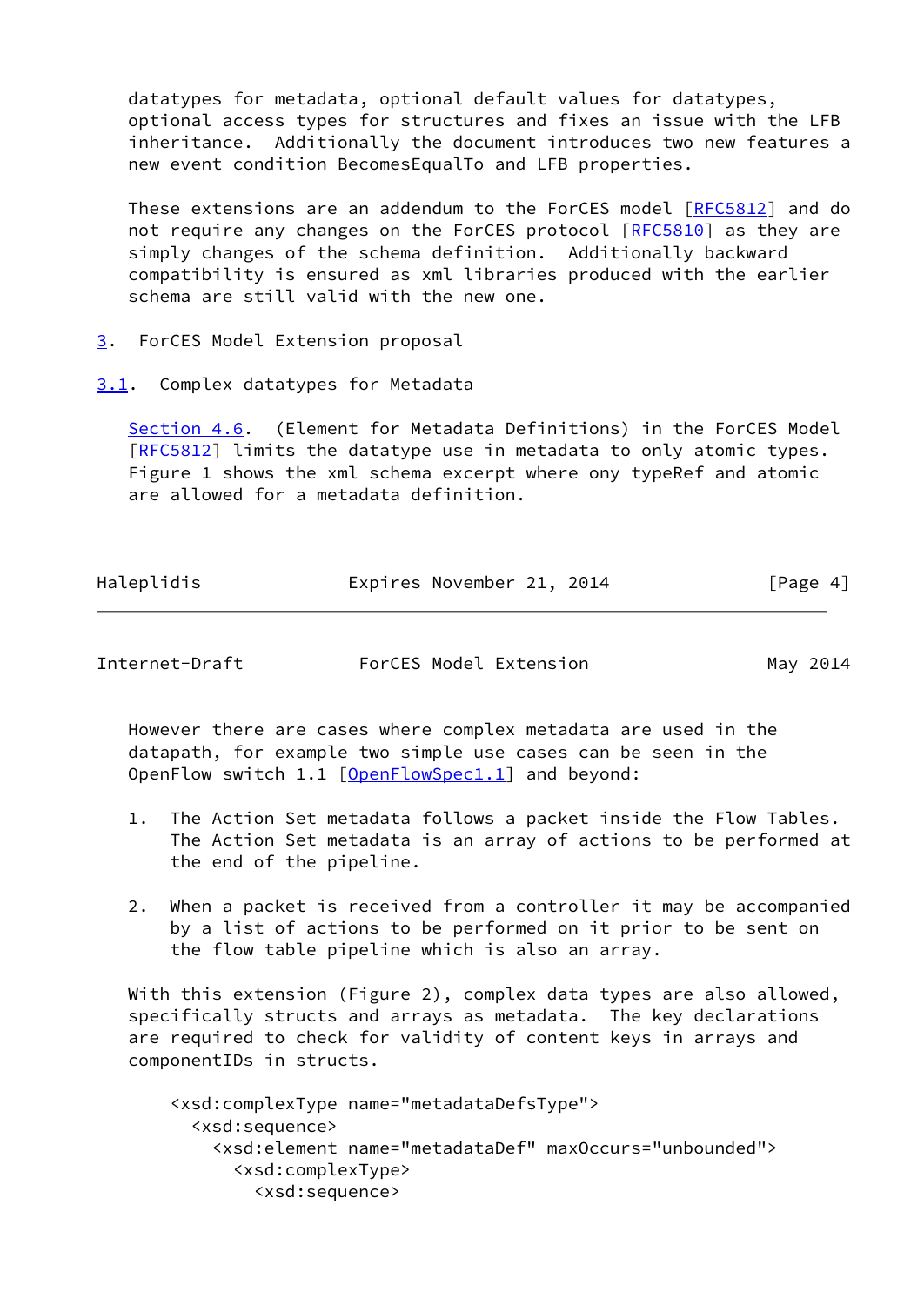datatypes for metadata, optional default values for datatypes, optional access types for structures and fixes an issue with the LFB inheritance. Additionally the document introduces two new features a new event condition BecomesEqualTo and LFB properties.

These extensions are an addendum to the ForCES model [RFC5812] and do not require any changes on the ForCES protocol [RFC5810] as they are simply changes of the schema definition. Additionally backward compatibility is ensured as xml libraries produced with the earlier schema are still valid with the new one.

## 3. ForCES Model Extension proposal

### 3.1. Complex datatypes for Metadata

Section 4.6. (Element for Metadata Definitions) in the ForCES Model [RFC5812] limits the datatype use in metadata to only atomic types. Figure 1 shows the xml schema excerpt where ony typeRef and atomic are allowed for a metadata definition.

However there are cases where complex metadata are used in the datapath, for example two simple use cases can be seen in the OpenFlow switch 1.1 [OpenFlowSpec1.1] and beyond:

1. The Action Set metadata follows a packet inside the Flow Tables. The Action Set metadata is an array of actions to be performed at the end of the pipeline.

2. When a packet is received from a controller it may be accompanied by a list of actions to be performed on it prior to be sent on the flow table pipeline which is also an array.

With this extension (Figure 2), complex data types are also allowed, specifically structs and arrays as metadata. The key declarations are required to check for validity of content keys in arrays and componentIDs in structs.

```
<xsd:complexType name="metadataDefsType">
  <xsd:sequence>
    <xsd:element name="metadataDef" maxOccurs="unbounded">
      <xsd:complexType>
        <xsd:sequence>
```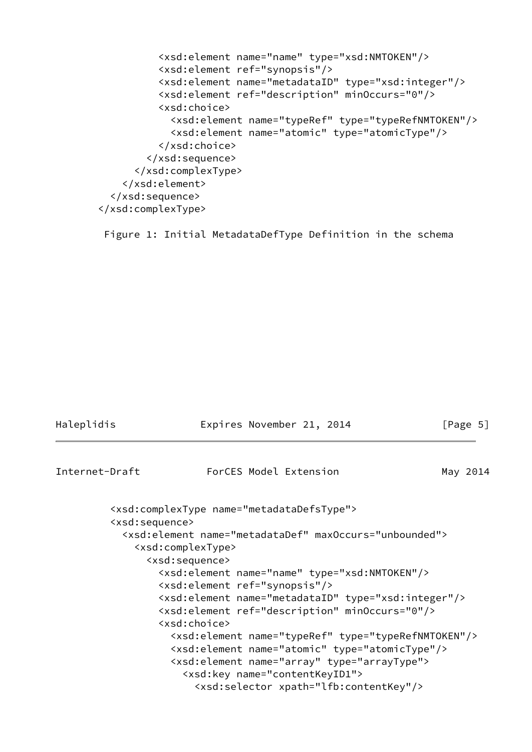```
            <xsd:element name="name" type="xsd:NMTOKEN"/>
            <xsd:element ref="synopsis"/>
            <xsd:element name="metadataID" type="xsd:integer"/>
            <xsd:element ref="description" minOccurs="0"/>
            <xsd:choice>
              <xsd:element name="typeRef" type="typeRefNMTOKEN"/>
              <xsd:element name="atomic" type="atomicType"/>
            </xsd:choice>
          </xsd:sequence>
        </xsd:complexType>
      </xsd:element>
    </xsd:sequence>
  </xsd:complexType>
```

Figure 1: Initial MetadataDefType Definition in the schema

```
    <xsd:complexType name="metadataDefsType">
    <xsd:sequence>
      <xsd:element name="metadataDef" maxOccurs="unbounded">
        <xsd:complexType>
          <xsd:sequence>
            <xsd:element name="name" type="xsd:NMTOKEN"/>
            <xsd:element ref="synopsis"/>
            <xsd:element name="metadataID" type="xsd:integer"/>
            <xsd:element ref="description" minOccurs="0"/>
            <xsd:choice>
              <xsd:element name="typeRef" type="typeRefNMTOKEN"/>
              <xsd:element name="atomic" type="atomicType"/>
              <xsd:element name="array" type="arrayType">
                <xsd:key name="contentKeyID1">
                  <xsd:selector xpath="lfb:contentKey"/>
```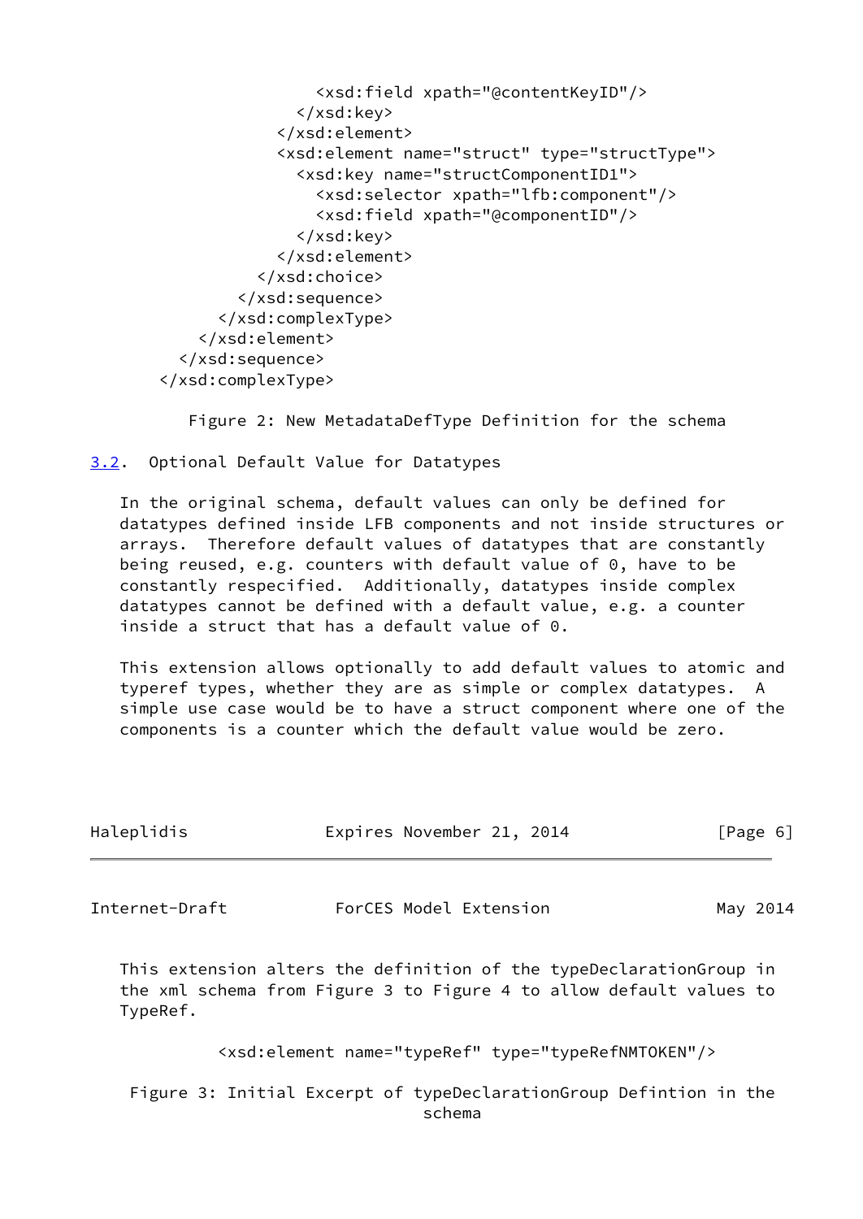```
                  <xsd:field xpath="@contentKeyID"/>
                </xsd:key>
              </xsd:element>
              <xsd:element name="struct" type="structType">
                <xsd:key name="structComponentID1">
                  <xsd:selector xpath="lfb:component"/>
                  <xsd:field xpath="@componentID"/>
                </xsd:key>
              </xsd:element>
            </xsd:choice>
          </xsd:sequence>
        </xsd:complexType>
      </xsd:element>
    </xsd:sequence>
  </xsd:complexType>
```

Figure 2: New MetadataDefType Definition for the schema

### 3.2. Optional Default Value for Datatypes

In the original schema, default values can only be defined for datatypes defined inside LFB components and not inside structures or arrays. Therefore default values of datatypes that are constantly being reused, e.g. counters with default value of 0, have to be constantly respecified. Additionally, datatypes inside complex datatypes cannot be defined with a default value, e.g. a counter inside a struct that has a default value of 0.

This extension allows optionally to add default values to atomic and typeref types, whether they are as simple or complex datatypes. A simple use case would be to have a struct component where one of the components is a counter which the default value would be zero.

This extension alters the definition of the typeDeclarationGroup in the xml schema from Figure 3 to Figure 4 to allow default values to TypeRef.

```
<xsd:element name="typeRef" type="typeRefNMTOKEN"/>
```

Figure 3: Initial Excerpt of typeDeclarationGroup Defintion in the schema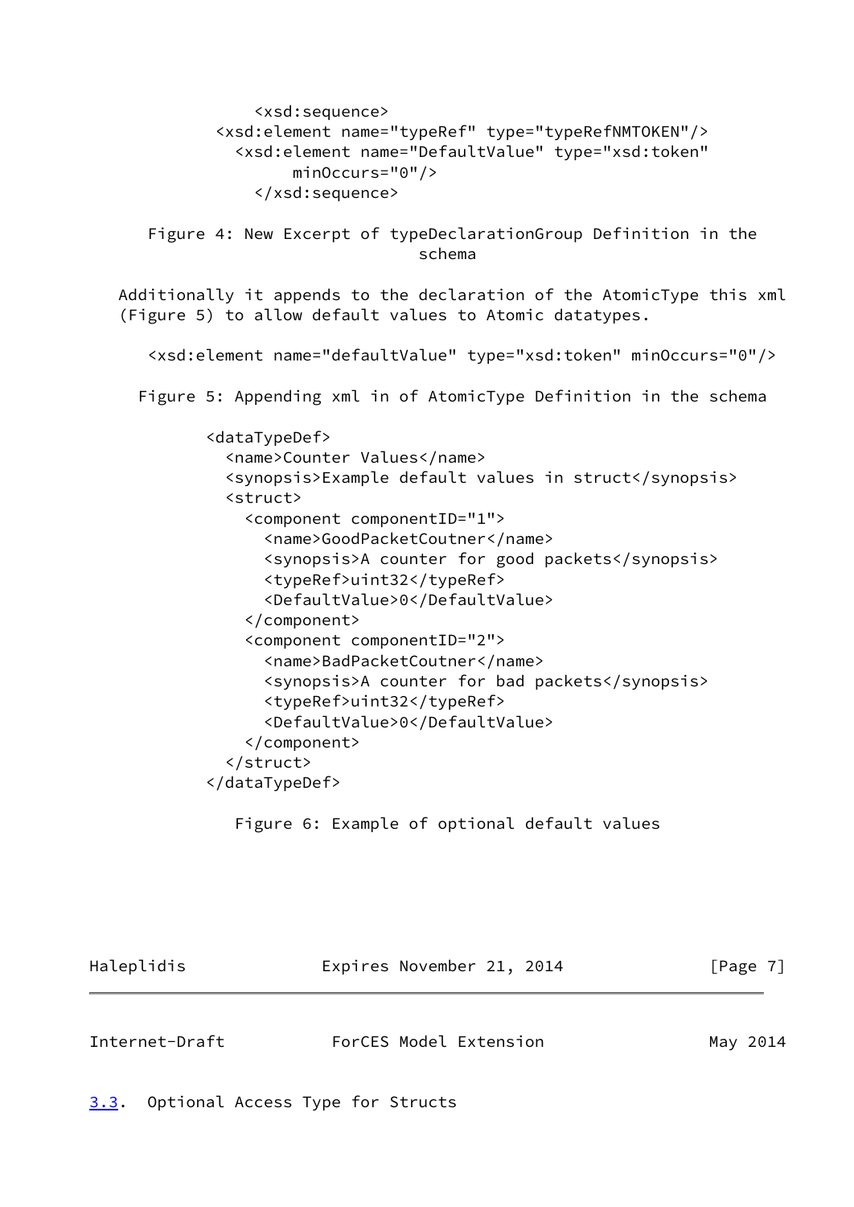```
<xsd:sequence>
  <xsd:element name="typeRef" type="typeRefNMTOKEN"/>
  <xsd:element name="DefaultValue" type="xsd:token"
       minOccurs="0"/>
</xsd:sequence>
```

Figure 4: New Excerpt of typeDeclarationGroup Definition in the schema

Additionally it appends to the declaration of the AtomicType this xml (Figure 5) to allow default values to Atomic datatypes.

```
<xsd:element name="defaultValue" type="xsd:token" minOccurs="0"/>
```

Figure 5: Appending xml in of AtomicType Definition in the schema

```
<dataTypeDef>
  <name>Counter Values</name>
  <synopsis>Example default values in struct</synopsis>
  <struct>
    <component componentID="1">
      <name>GoodPacketCoutner</name>
      <synopsis>A counter for good packets</synopsis>
      <typeRef>uint32</typeRef>
      <DefaultValue>0</DefaultValue>
    </component>
    <component componentID="2">
      <name>BadPacketCoutner</name>
      <synopsis>A counter for bad packets</synopsis>
      <typeRef>uint32</typeRef>
      <DefaultValue>0</DefaultValue>
    </component>
  </struct>
</dataTypeDef>
```

Figure 6: Example of optional default values

### 3.3. Optional Access Type for Structs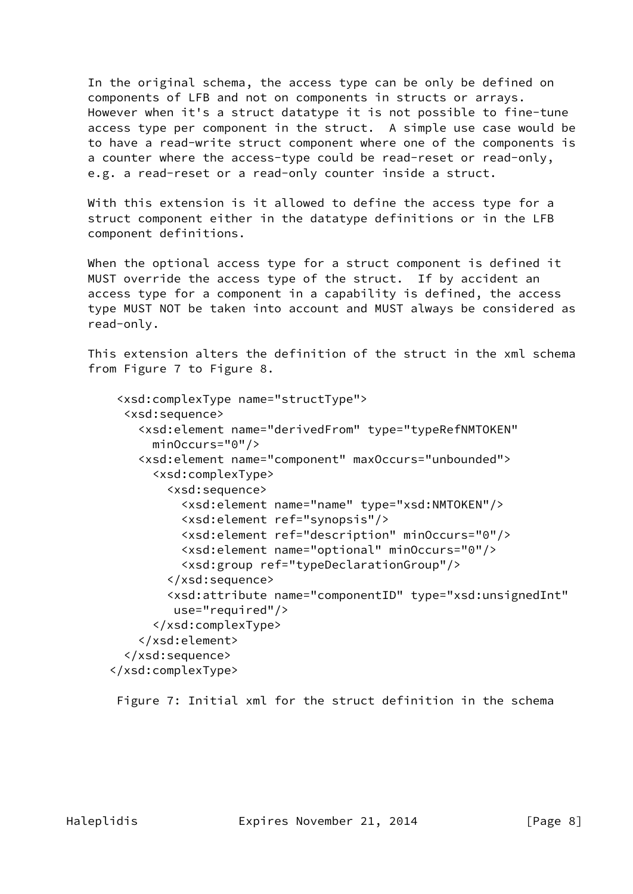In the original schema, the access type can be only be defined on components of LFB and not on components in structs or arrays. However when it's a struct datatype it is not possible to fine-tune access type per component in the struct. A simple use case would be to have a read-write struct component where one of the components is a counter where the access-type could be read-reset or read-only, e.g. a read-reset or a read-only counter inside a struct.

With this extension is it allowed to define the access type for a struct component either in the datatype definitions or in the LFB component definitions.

When the optional access type for a struct component is defined it MUST override the access type of the struct. If by accident an access type for a component in a capability is defined, the access type MUST NOT be taken into account and MUST always be considered as read-only.

This extension alters the definition of the struct in the xml schema from Figure 7 to Figure 8.

```
<xsd:complexType name="structType">
 <xsd:sequence>
   <xsd:element name="derivedFrom" type="typeRefNMTOKEN"
     minOccurs="0"/>
   <xsd:element name="component" maxOccurs="unbounded">
     <xsd:complexType>
       <xsd:sequence>
         <xsd:element name="name" type="xsd:NMTOKEN"/>
         <xsd:element ref="synopsis"/>
         <xsd:element ref="description" minOccurs="0"/>
         <xsd:element name="optional" minOccurs="0"/>
         <xsd:group ref="typeDeclarationGroup"/>
       </xsd:sequence>
       <xsd:attribute name="componentID" type="xsd:unsignedInt"
        use="required"/>
     </xsd:complexType>
   </xsd:element>
 </xsd:sequence>
</xsd:complexType>
```

Figure 7: Initial xml for the struct definition in the schema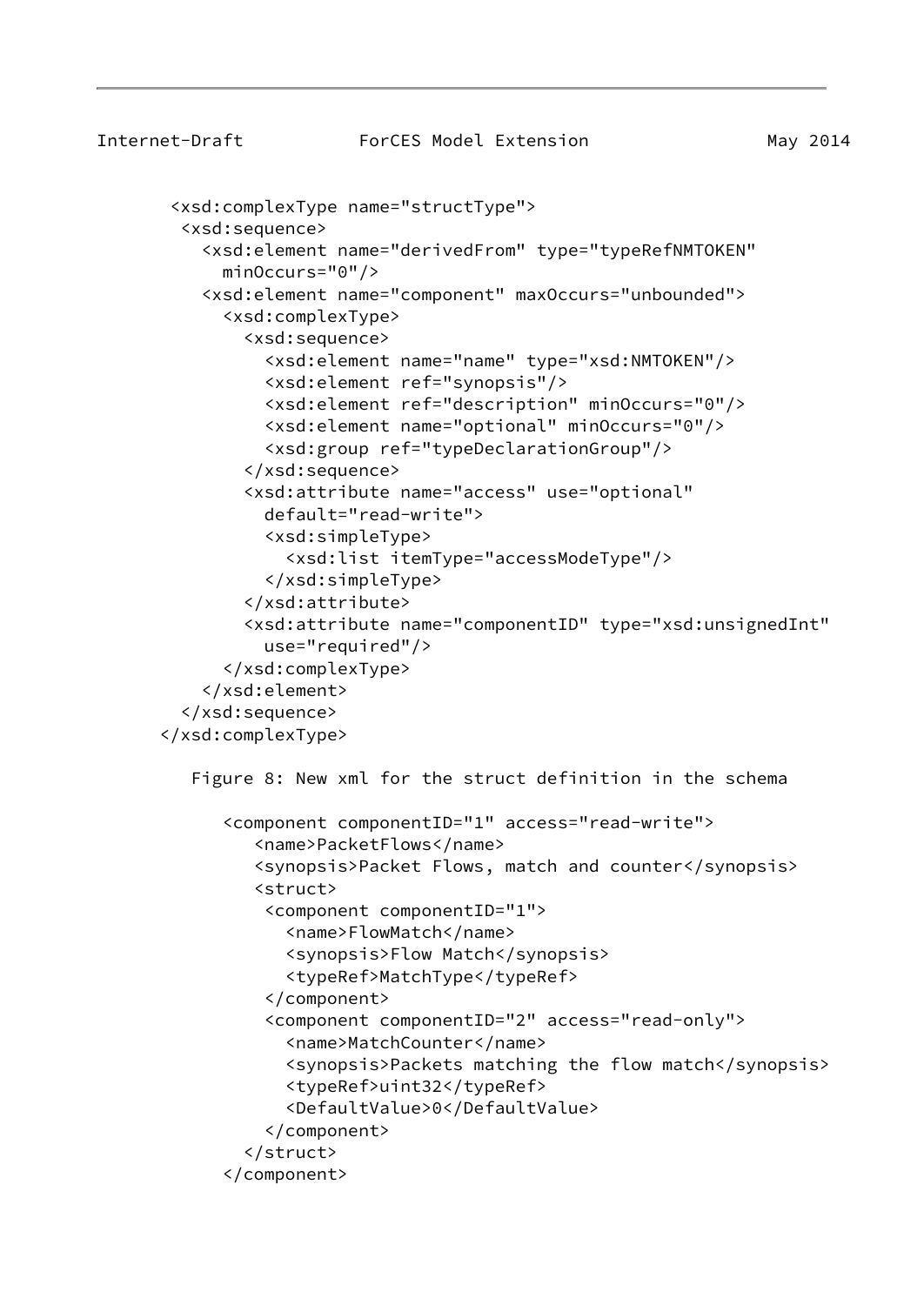```
<xsd:complexType name="structType">
 <xsd:sequence>
   <xsd:element name="derivedFrom" type="typeRefNMTOKEN"
     minOccurs="0"/>
   <xsd:element name="component" maxOccurs="unbounded">
     <xsd:complexType>
       <xsd:sequence>
         <xsd:element name="name" type="xsd:NMTOKEN"/>
         <xsd:element ref="synopsis"/>
         <xsd:element ref="description" minOccurs="0"/>
         <xsd:element name="optional" minOccurs="0"/>
         <xsd:group ref="typeDeclarationGroup"/>
       </xsd:sequence>
       <xsd:attribute name="access" use="optional"
         default="read-write">
         <xsd:simpleType>
           <xsd:list itemType="accessModeType"/>
         </xsd:simpleType>
       </xsd:attribute>
       <xsd:attribute name="componentID" type="xsd:unsignedInt"
         use="required"/>
     </xsd:complexType>
   </xsd:element>
 </xsd:sequence>
</xsd:complexType>
```

Figure 8: New xml for the struct definition in the schema

```
<component componentID="1" access="read-write">
   <name>PacketFlows</name>
   <synopsis>Packet Flows, match and counter</synopsis>
   <struct>
    <component componentID="1">
      <name>FlowMatch</name>
      <synopsis>Flow Match</synopsis>
      <typeRef>MatchType</typeRef>
    </component>
    <component componentID="2" access="read-only">
      <name>MatchCounter</name>
      <synopsis>Packets matching the flow match</synopsis>
      <typeRef>uint32</typeRef>
      <DefaultValue>0</DefaultValue>
    </component>
   </struct>
</component>
```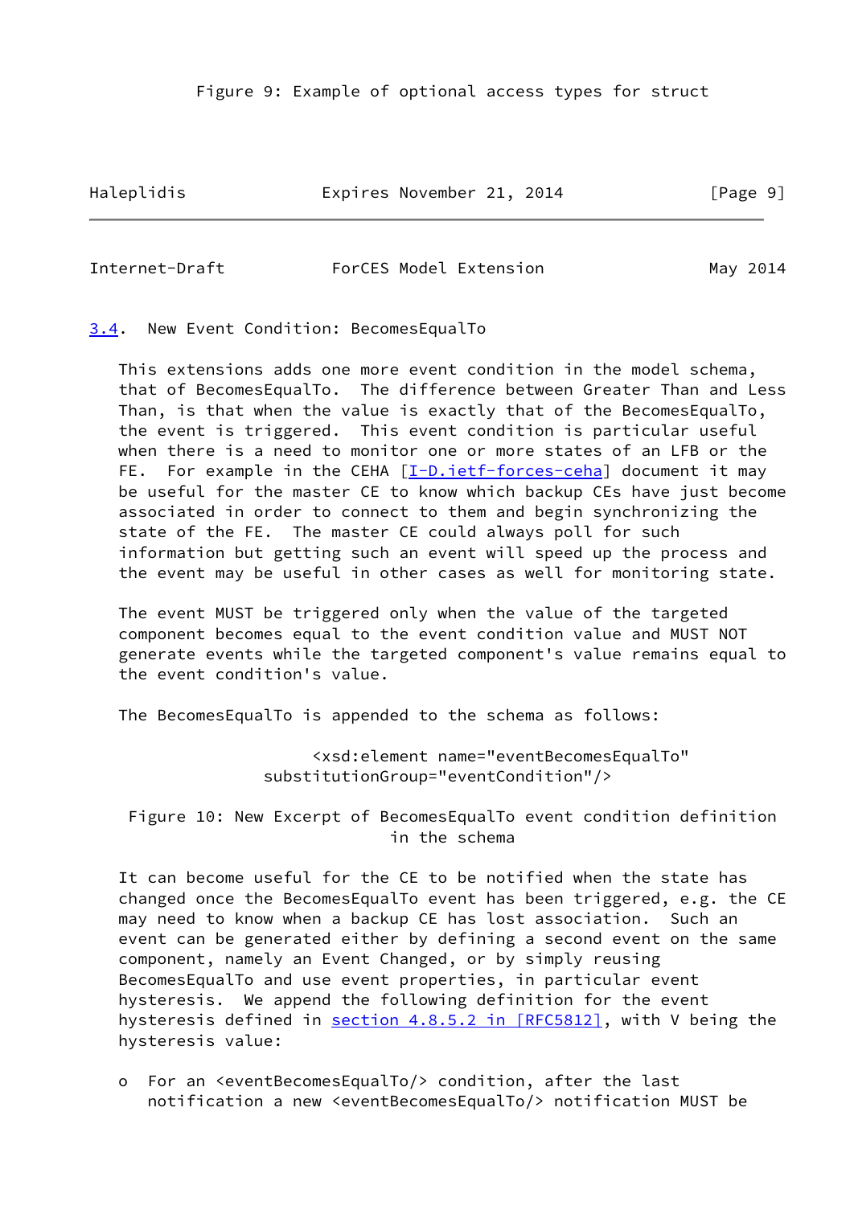Figure 9: Example of optional access types for struct

## 3.4. New Event Condition: BecomesEqualTo

This extensions adds one more event condition in the model schema, that of BecomesEqualTo. The difference between Greater Than and Less Than, is that when the value is exactly that of the BecomesEqualTo, the event is triggered. This event condition is particular useful when there is a need to monitor one or more states of an LFB or the FE. For example in the CEHA [I-D.ietf-forces-ceha] document it may be useful for the master CE to know which backup CEs have just become associated in order to connect to them and begin synchronizing the state of the FE. The master CE could always poll for such information but getting such an event will speed up the process and the event may be useful in other cases as well for monitoring state.

The event MUST be triggered only when the value of the targeted component becomes equal to the event condition value and MUST NOT generate events while the targeted component's value remains equal to the event condition's value.

The BecomesEqualTo is appended to the schema as follows:

```
<xsd:element name="eventBecomesEqualTo"
   substitutionGroup="eventCondition"/>
```

Figure 10: New Excerpt of BecomesEqualTo event condition definition in the schema

It can become useful for the CE to be notified when the state has changed once the BecomesEqualTo event has been triggered, e.g. the CE may need to know when a backup CE has lost association. Such an event can be generated either by defining a second event on the same component, namely an Event Changed, or by simply reusing BecomesEqualTo and use event properties, in particular event hysteresis. We append the following definition for the event hysteresis defined in section 4.8.5.2 in [RFC5812], with V being the hysteresis value:

- For an <eventBecomesEqualTo/> condition, after the last notification a new <eventBecomesEqualTo/> notification MUST be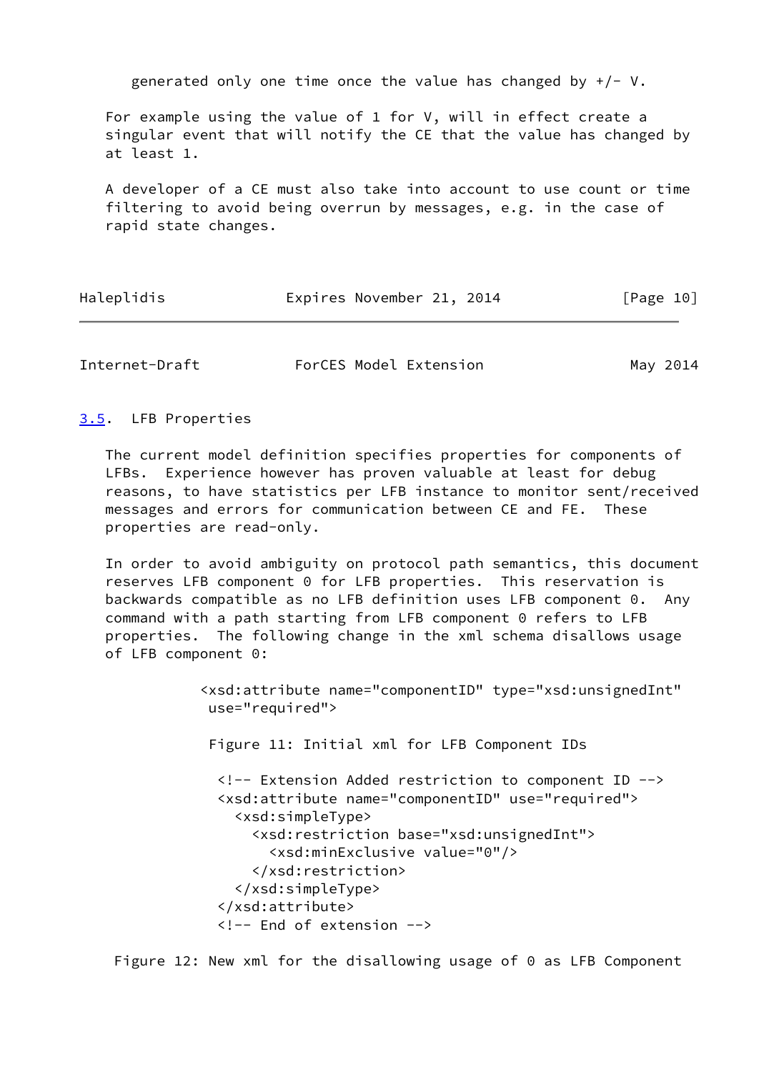generated only one time once the value has changed by +/- V.

For example using the value of 1 for V, will in effect create a singular event that will notify the CE that the value has changed by at least 1.

A developer of a CE must also take into account to use count or time filtering to avoid being overrun by messages, e.g. in the case of rapid state changes.

## 3.5. LFB Properties

The current model definition specifies properties for components of LFBs. Experience however has proven valuable at least for debug reasons, to have statistics per LFB instance to monitor sent/received messages and errors for communication between CE and FE. These properties are read-only.

In order to avoid ambiguity on protocol path semantics, this document reserves LFB component 0 for LFB properties. This reservation is backwards compatible as no LFB definition uses LFB component 0. Any command with a path starting from LFB component 0 refers to LFB properties. The following change in the xml schema disallows usage of LFB component 0:

```
<xsd:attribute name="componentID" type="xsd:unsignedInt"
 use="required">
```

Figure 11: Initial xml for LFB Component IDs

```
<!-- Extension Added restriction to component ID -->
<xsd:attribute name="componentID" use="required">
  <xsd:simpleType>
    <xsd:restriction base="xsd:unsignedInt">
      <xsd:minExclusive value="0"/>
    </xsd:restriction>
  </xsd:simpleType>
</xsd:attribute>
<!-- End of extension -->
```

Figure 12: New xml for the disallowing usage of 0 as LFB Component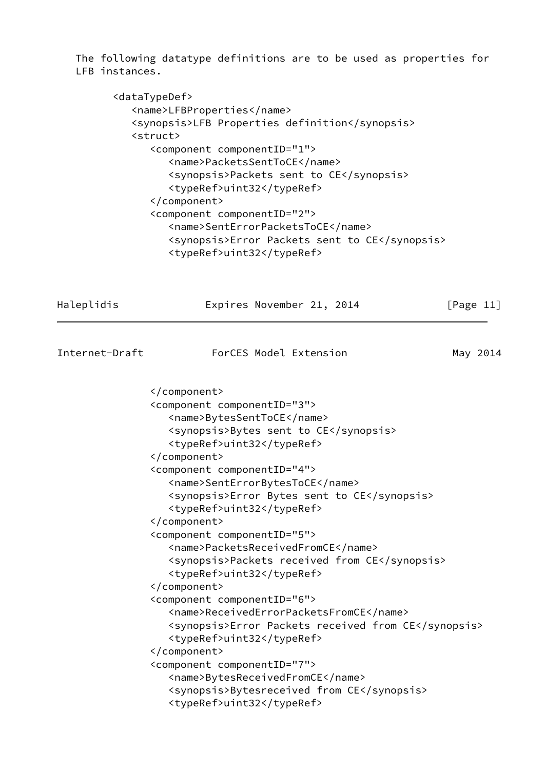The following datatype definitions are to be used as properties for LFB instances.

```
<dataTypeDef>
   <name>LFBProperties</name>
   <synopsis>LFB Properties definition</synopsis>
   <struct>
      <component componentID="1">
         <name>PacketsSentToCE</name>
         <synopsis>Packets sent to CE</synopsis>
         <typeRef>uint32</typeRef>
      </component>
      <component componentID="2">
         <name>SentErrorPacketsToCE</name>
         <synopsis>Error Packets sent to CE</synopsis>
         <typeRef>uint32</typeRef>
      </component>
      <component componentID="3">
         <name>BytesSentToCE</name>
         <synopsis>Bytes sent to CE</synopsis>
         <typeRef>uint32</typeRef>
      </component>
      <component componentID="4">
         <name>SentErrorBytesToCE</name>
         <synopsis>Error Bytes sent to CE</synopsis>
         <typeRef>uint32</typeRef>
      </component>
      <component componentID="5">
         <name>PacketsReceivedFromCE</name>
         <synopsis>Packets received from CE</synopsis>
         <typeRef>uint32</typeRef>
      </component>
      <component componentID="6">
         <name>ReceivedErrorPacketsFromCE</name>
         <synopsis>Error Packets received from CE</synopsis>
         <typeRef>uint32</typeRef>
      </component>
      <component componentID="7">
         <name>BytesReceivedFromCE</name>
         <synopsis>Bytesreceived from CE</synopsis>
         <typeRef>uint32</typeRef>
```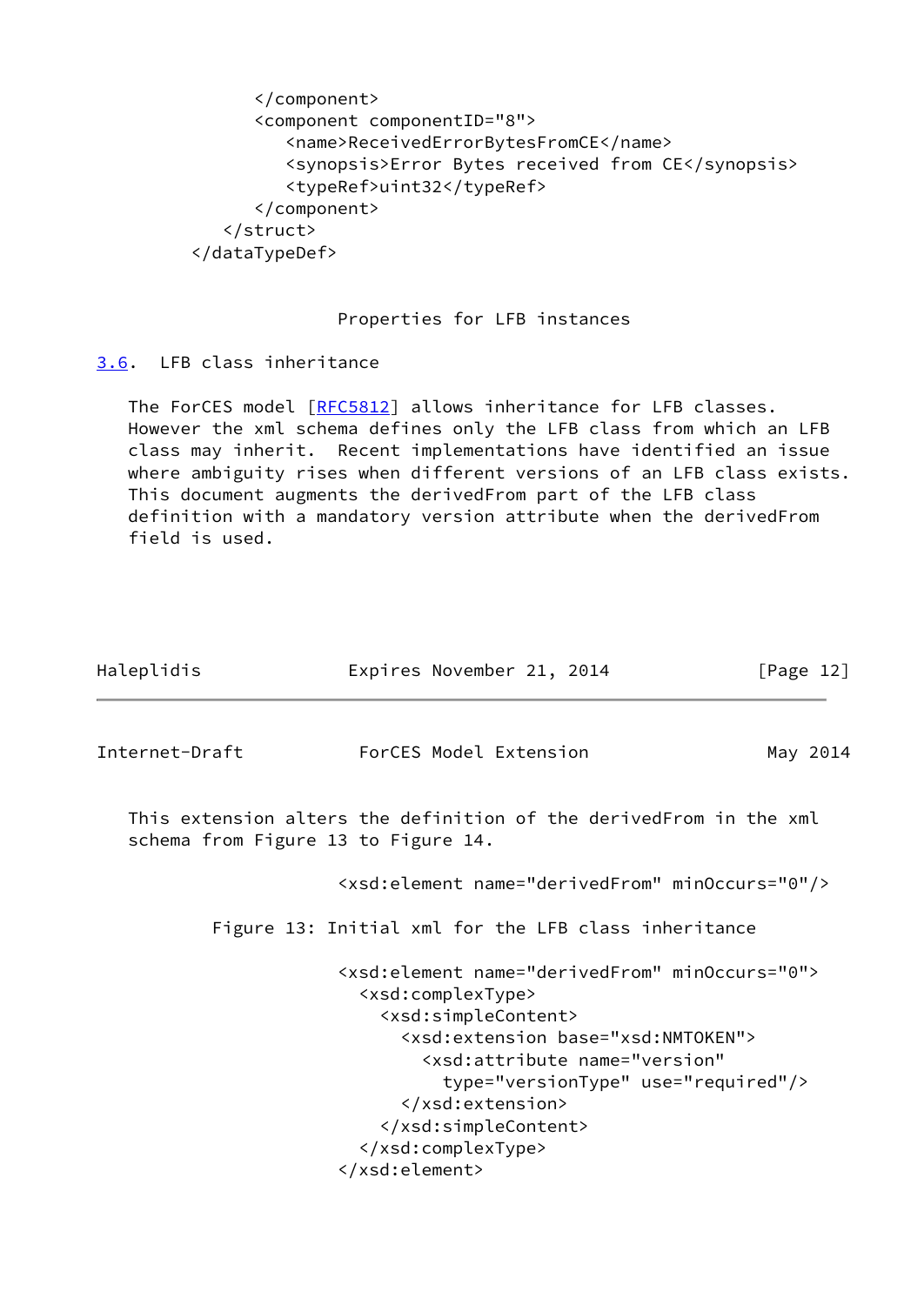```
            </component>
            <component componentID="8">
               <name>ReceivedErrorBytesFromCE</name>
               <synopsis>Error Bytes received from CE</synopsis>
               <typeRef>uint32</typeRef>
            </component>
         </struct>
      </dataTypeDef>
```

Properties for LFB instances

### 3.6. LFB class inheritance

The ForCES model [RFC5812] allows inheritance for LFB classes. However the xml schema defines only the LFB class from which an LFB class may inherit. Recent implementations have identified an issue where ambiguity rises when different versions of an LFB class exists. This document augments the derivedFrom part of the LFB class definition with a mandatory version attribute when the derivedFrom field is used.

This extension alters the definition of the derivedFrom in the xml schema from Figure 13 to Figure 14.

```
<xsd:element name="derivedFrom" minOccurs="0"/>
```

Figure 13: Initial xml for the LFB class inheritance

```
<xsd:element name="derivedFrom" minOccurs="0">
  <xsd:complexType>
    <xsd:simpleContent>
      <xsd:extension base="xsd:NMTOKEN">
        <xsd:attribute name="version"
          type="versionType" use="required"/>
      </xsd:extension>
    </xsd:simpleContent>
  </xsd:complexType>
</xsd:element>
```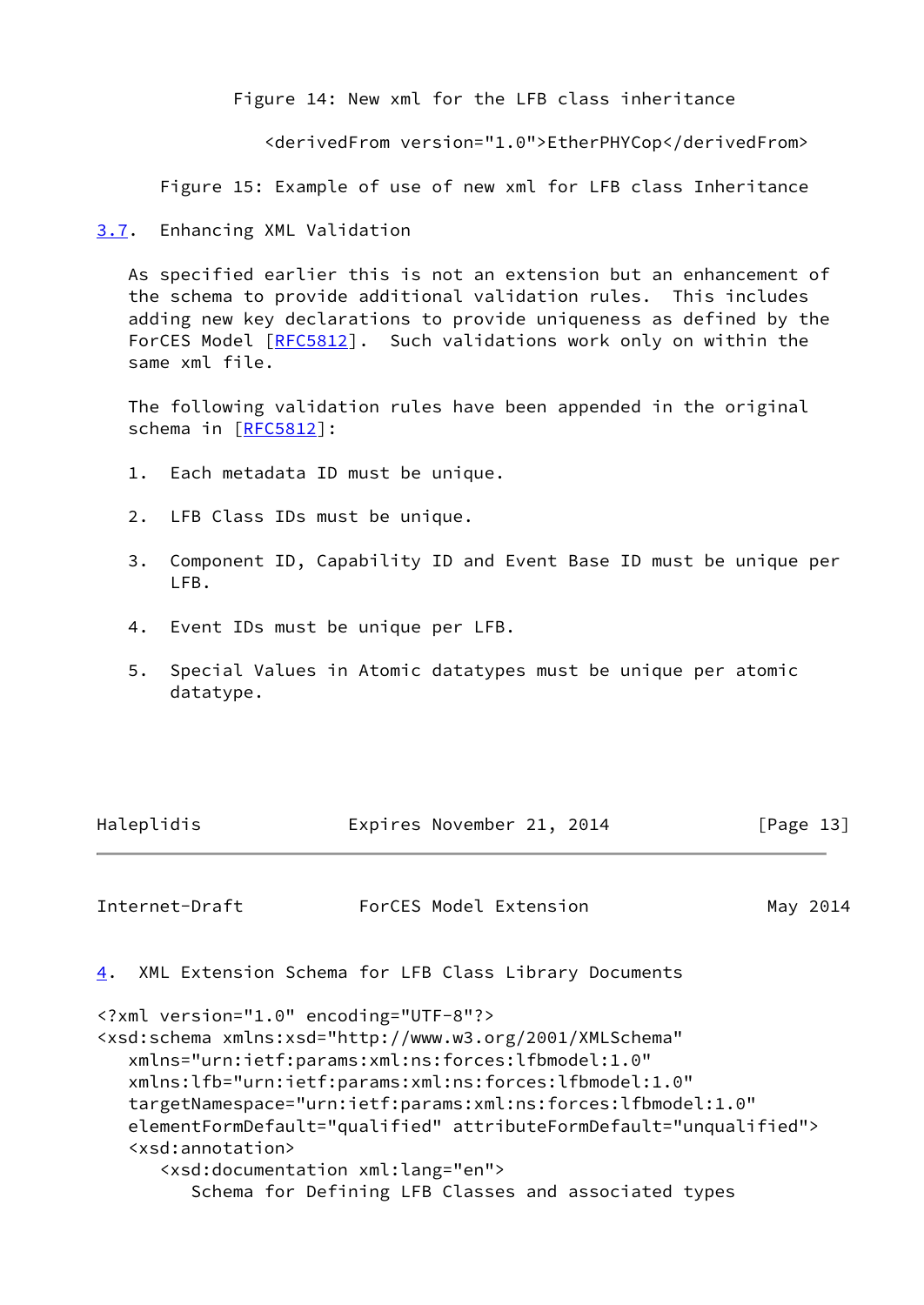Figure 14: New xml for the LFB class inheritance

```
<derivedFrom version="1.0">EtherPHYCop</derivedFrom>
```

Figure 15: Example of use of new xml for LFB class Inheritance

### 3.7. Enhancing XML Validation

As specified earlier this is not an extension but an enhancement of the schema to provide additional validation rules. This includes adding new key declarations to provide uniqueness as defined by the ForCES Model [RFC5812]. Such validations work only on within the same xml file.

The following validation rules have been appended in the original schema in [RFC5812]:

1. Each metadata ID must be unique.

2. LFB Class IDs must be unique.

3. Component ID, Capability ID and Event Base ID must be unique per LFB.

4. Event IDs must be unique per LFB.

5. Special Values in Atomic datatypes must be unique per atomic datatype.

## 4. XML Extension Schema for LFB Class Library Documents

```
<?xml version="1.0" encoding="UTF-8"?>
<xsd:schema xmlns:xsd="http://www.w3.org/2001/XMLSchema"
   xmlns="urn:ietf:params:xml:ns:forces:lfbmodel:1.0"
   xmlns:lfb="urn:ietf:params:xml:ns:forces:lfbmodel:1.0"
   targetNamespace="urn:ietf:params:xml:ns:forces:lfbmodel:1.0"
   elementFormDefault="qualified" attributeFormDefault="unqualified">
   <xsd:annotation>
      <xsd:documentation xml:lang="en">
         Schema for Defining LFB Classes and associated types
```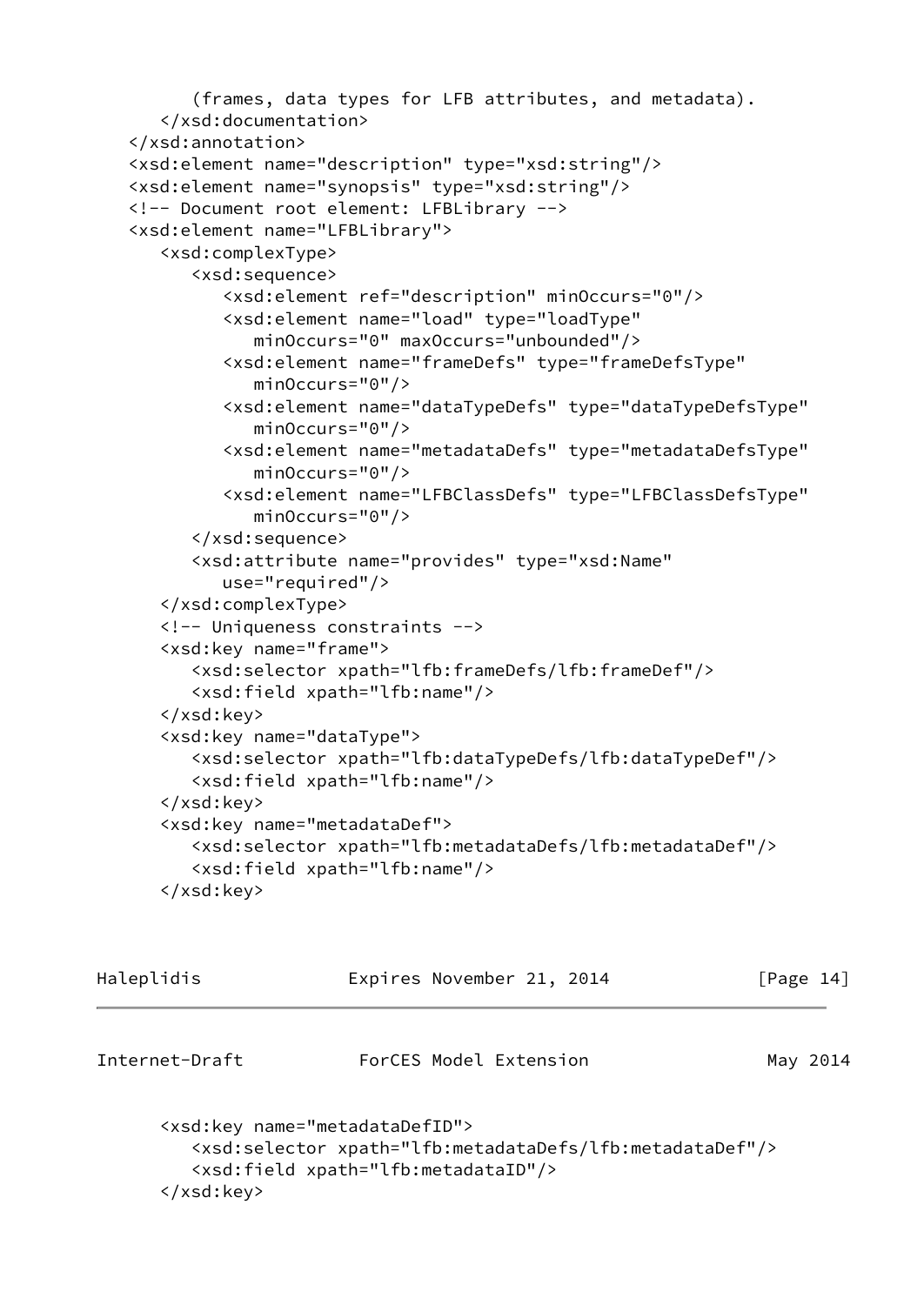```
         (frames, data types for LFB attributes, and metadata).
      </xsd:documentation>
   </xsd:annotation>
   <xsd:element name="description" type="xsd:string"/>
   <xsd:element name="synopsis" type="xsd:string"/>
   <!-- Document root element: LFBLibrary -->
   <xsd:element name="LFBLibrary">
      <xsd:complexType>
         <xsd:sequence>
            <xsd:element ref="description" minOccurs="0"/>
            <xsd:element name="load" type="loadType"
               minOccurs="0" maxOccurs="unbounded"/>
            <xsd:element name="frameDefs" type="frameDefsType"
               minOccurs="0"/>
            <xsd:element name="dataTypeDefs" type="dataTypeDefsType"
               minOccurs="0"/>
            <xsd:element name="metadataDefs" type="metadataDefsType"
               minOccurs="0"/>
            <xsd:element name="LFBClassDefs" type="LFBClassDefsType"
               minOccurs="0"/>
         </xsd:sequence>
         <xsd:attribute name="provides" type="xsd:Name"
            use="required"/>
      </xsd:complexType>
      <!-- Uniqueness constraints -->
      <xsd:key name="frame">
         <xsd:selector xpath="lfb:frameDefs/lfb:frameDef"/>
         <xsd:field xpath="lfb:name"/>
      </xsd:key>
      <xsd:key name="dataType">
         <xsd:selector xpath="lfb:dataTypeDefs/lfb:dataTypeDef"/>
         <xsd:field xpath="lfb:name"/>
      </xsd:key>
      <xsd:key name="metadataDef">
         <xsd:selector xpath="lfb:metadataDefs/lfb:metadataDef"/>
         <xsd:field xpath="lfb:name"/>
      </xsd:key>

      <xsd:key name="metadataDefID">
         <xsd:selector xpath="lfb:metadataDefs/lfb:metadataDef"/>
         <xsd:field xpath="lfb:metadataID"/>
      </xsd:key>
```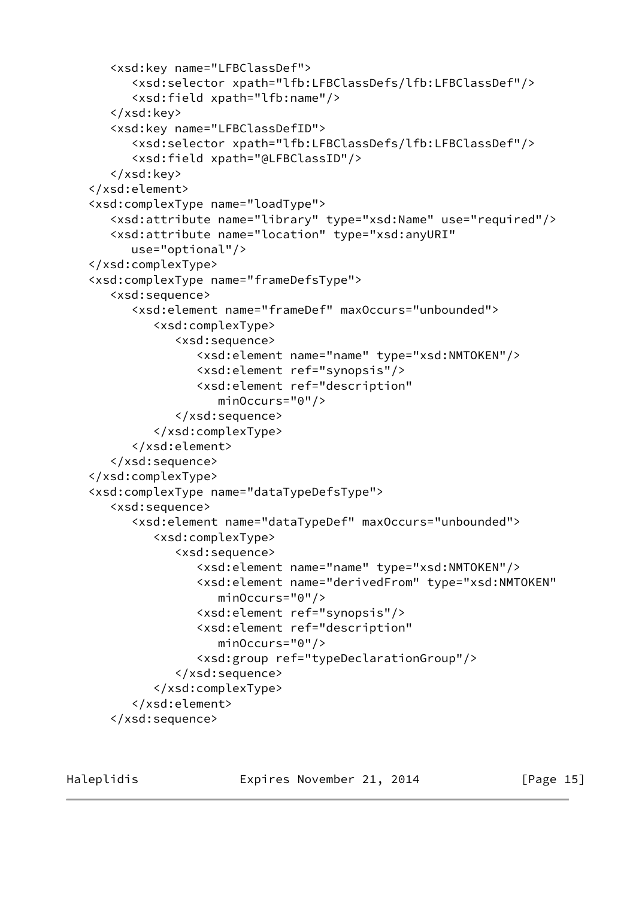```
      <xsd:key name="LFBClassDef">
         <xsd:selector xpath="lfb:LFBClassDefs/lfb:LFBClassDef"/>
         <xsd:field xpath="lfb:name"/>
      </xsd:key>
      <xsd:key name="LFBClassDefID">
         <xsd:selector xpath="lfb:LFBClassDefs/lfb:LFBClassDef"/>
         <xsd:field xpath="@LFBClassID"/>
      </xsd:key>
   </xsd:element>
   <xsd:complexType name="loadType">
      <xsd:attribute name="library" type="xsd:Name" use="required"/>
      <xsd:attribute name="location" type="xsd:anyURI"
         use="optional"/>
   </xsd:complexType>
   <xsd:complexType name="frameDefsType">
      <xsd:sequence>
         <xsd:element name="frameDef" maxOccurs="unbounded">
            <xsd:complexType>
               <xsd:sequence>
                  <xsd:element name="name" type="xsd:NMTOKEN"/>
                  <xsd:element ref="synopsis"/>
                  <xsd:element ref="description"
                     minOccurs="0"/>
               </xsd:sequence>
            </xsd:complexType>
         </xsd:element>
      </xsd:sequence>
   </xsd:complexType>
   <xsd:complexType name="dataTypeDefsType">
      <xsd:sequence>
         <xsd:element name="dataTypeDef" maxOccurs="unbounded">
            <xsd:complexType>
               <xsd:sequence>
                  <xsd:element name="name" type="xsd:NMTOKEN"/>
                  <xsd:element name="derivedFrom" type="xsd:NMTOKEN"
                     minOccurs="0"/>
                  <xsd:element ref="synopsis"/>
                  <xsd:element ref="description"
                     minOccurs="0"/>
                  <xsd:group ref="typeDeclarationGroup"/>
               </xsd:sequence>
            </xsd:complexType>
         </xsd:element>
      </xsd:sequence>
```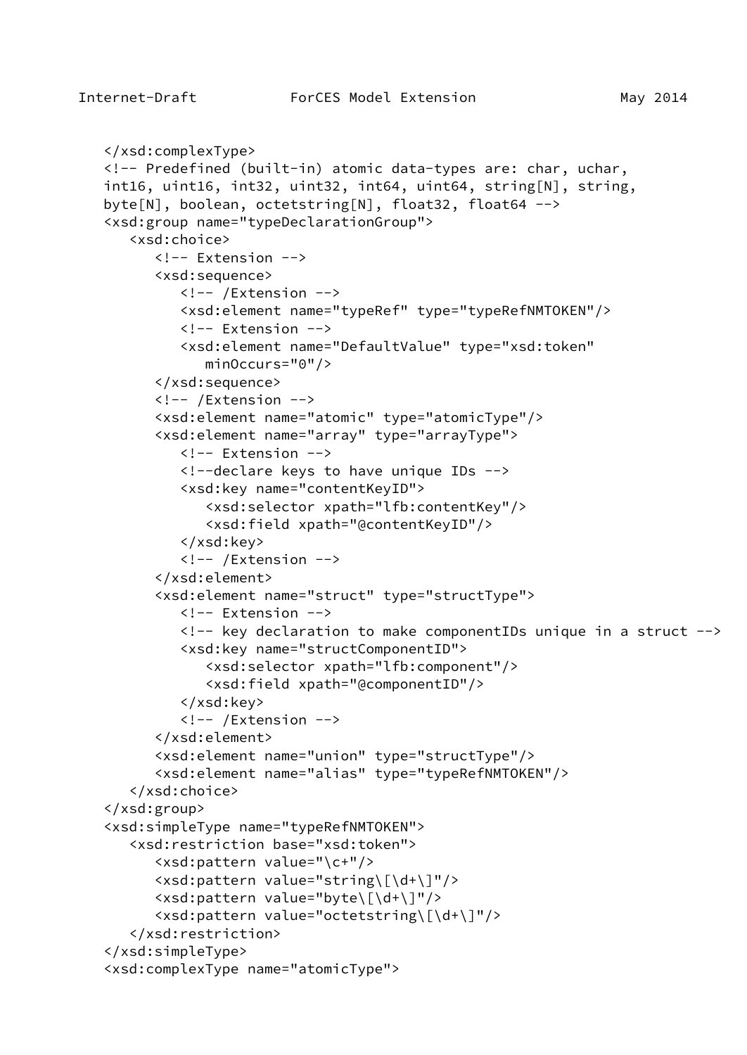```
   </xsd:complexType>
   <!-- Predefined (built-in) atomic data-types are: char, uchar,
   int16, uint16, int32, uint32, int64, uint64, string[N], string,
   byte[N], boolean, octetstring[N], float32, float64 -->
   <xsd:group name="typeDeclarationGroup">
      <xsd:choice>
         <!-- Extension -->
         <xsd:sequence>
            <!-- /Extension -->
            <xsd:element name="typeRef" type="typeRefNMTOKEN"/>
            <!-- Extension -->
            <xsd:element name="DefaultValue" type="xsd:token"
               minOccurs="0"/>
         </xsd:sequence>
         <!-- /Extension -->
         <xsd:element name="atomic" type="atomicType"/>
         <xsd:element name="array" type="arrayType">
            <!-- Extension -->
            <!--declare keys to have unique IDs -->
            <xsd:key name="contentKeyID">
               <xsd:selector xpath="lfb:contentKey"/>
               <xsd:field xpath="@contentKeyID"/>
            </xsd:key>
            <!-- /Extension -->
         </xsd:element>
         <xsd:element name="struct" type="structType">
            <!-- Extension -->
            <!-- key declaration to make componentIDs unique in a struct -->
            <xsd:key name="structComponentID">
               <xsd:selector xpath="lfb:component"/>
               <xsd:field xpath="@componentID"/>
            </xsd:key>
            <!-- /Extension -->
         </xsd:element>
         <xsd:element name="union" type="structType"/>
         <xsd:element name="alias" type="typeRefNMTOKEN"/>
      </xsd:choice>
   </xsd:group>
   <xsd:simpleType name="typeRefNMTOKEN">
      <xsd:restriction base="xsd:token">
         <xsd:pattern value="\c+"/>
         <xsd:pattern value="string\[\d+\]"/>
         <xsd:pattern value="byte\[\d+\]"/>
         <xsd:pattern value="octetstring\[\d+\]"/>
      </xsd:restriction>
   </xsd:simpleType>
   <xsd:complexType name="atomicType">
```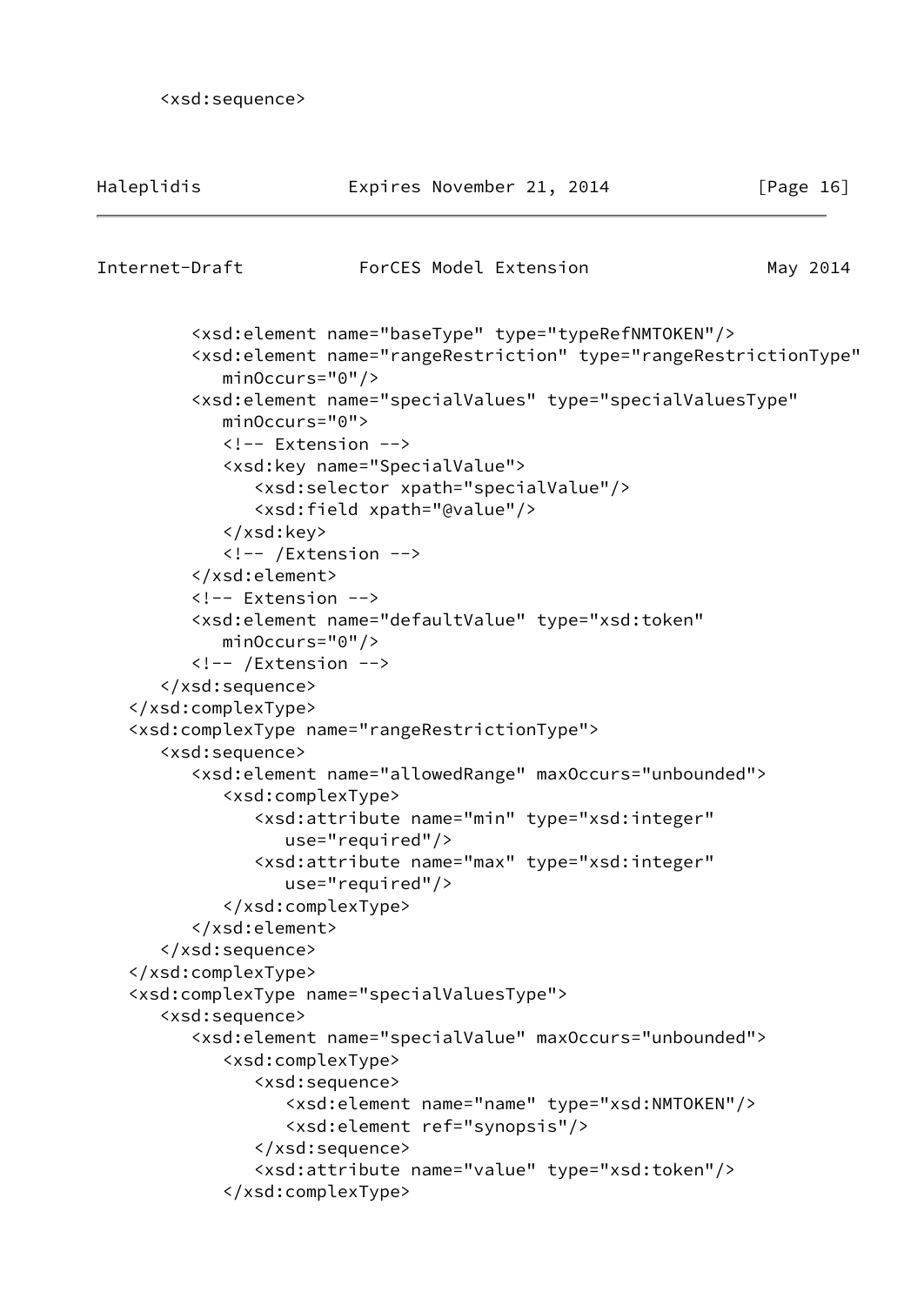```
      <xsd:sequence>
```

```
         <xsd:element name="baseType" type="typeRefNMTOKEN"/>
         <xsd:element name="rangeRestriction" type="rangeRestrictionType"
            minOccurs="0"/>
         <xsd:element name="specialValues" type="specialValuesType"
            minOccurs="0">
            <!-- Extension -->
            <xsd:key name="SpecialValue">
               <xsd:selector xpath="specialValue"/>
               <xsd:field xpath="@value"/>
            </xsd:key>
            <!-- /Extension -->
         </xsd:element>
         <!-- Extension -->
         <xsd:element name="defaultValue" type="xsd:token"
            minOccurs="0"/>
         <!-- /Extension -->
      </xsd:sequence>
   </xsd:complexType>
   <xsd:complexType name="rangeRestrictionType">
      <xsd:sequence>
         <xsd:element name="allowedRange" maxOccurs="unbounded">
            <xsd:complexType>
               <xsd:attribute name="min" type="xsd:integer"
                  use="required"/>
               <xsd:attribute name="max" type="xsd:integer"
                  use="required"/>
            </xsd:complexType>
         </xsd:element>
      </xsd:sequence>
   </xsd:complexType>
   <xsd:complexType name="specialValuesType">
      <xsd:sequence>
         <xsd:element name="specialValue" maxOccurs="unbounded">
            <xsd:complexType>
               <xsd:sequence>
                  <xsd:element name="name" type="xsd:NMTOKEN"/>
                  <xsd:element ref="synopsis"/>
               </xsd:sequence>
               <xsd:attribute name="value" type="xsd:token"/>
            </xsd:complexType>
```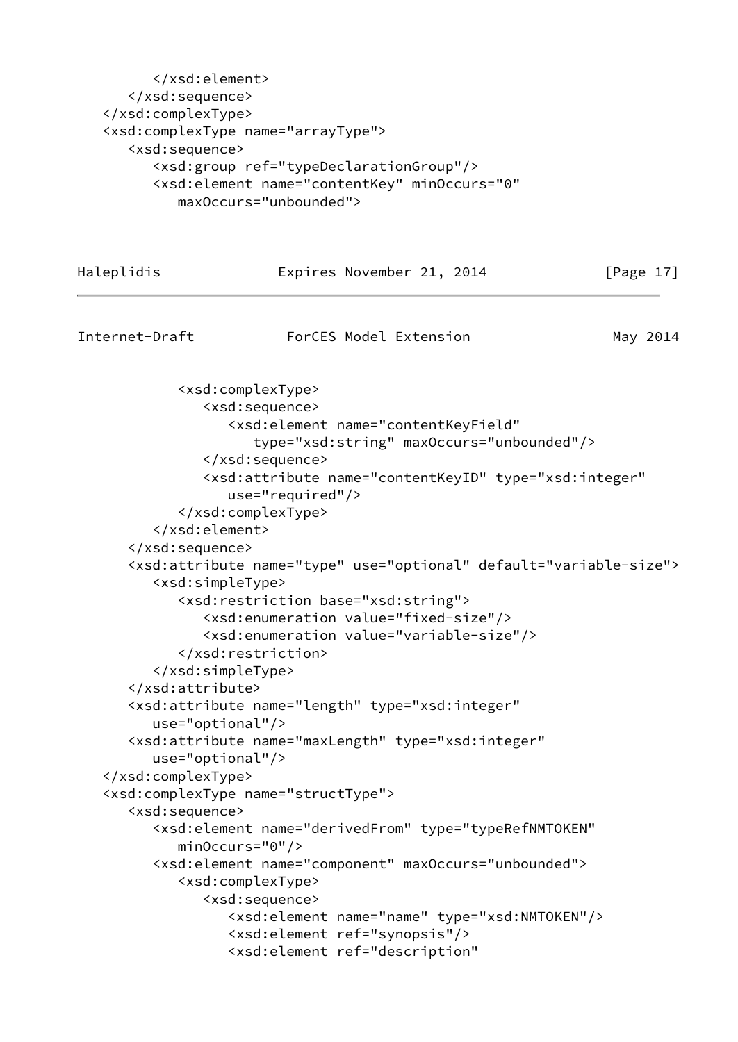```
         </xsd:element>
      </xsd:sequence>
   </xsd:complexType>
   <xsd:complexType name="arrayType">
      <xsd:sequence>
         <xsd:group ref="typeDeclarationGroup"/>
         <xsd:element name="contentKey" minOccurs="0"
            maxOccurs="unbounded">
            <xsd:complexType>
               <xsd:sequence>
                  <xsd:element name="contentKeyField"
                     type="xsd:string" maxOccurs="unbounded"/>
               </xsd:sequence>
               <xsd:attribute name="contentKeyID" type="xsd:integer"
                  use="required"/>
            </xsd:complexType>
         </xsd:element>
      </xsd:sequence>
      <xsd:attribute name="type" use="optional" default="variable-size">
         <xsd:simpleType>
            <xsd:restriction base="xsd:string">
               <xsd:enumeration value="fixed-size"/>
               <xsd:enumeration value="variable-size"/>
            </xsd:restriction>
         </xsd:simpleType>
      </xsd:attribute>
      <xsd:attribute name="length" type="xsd:integer"
         use="optional"/>
      <xsd:attribute name="maxLength" type="xsd:integer"
         use="optional"/>
   </xsd:complexType>
   <xsd:complexType name="structType">
      <xsd:sequence>
         <xsd:element name="derivedFrom" type="typeRefNMTOKEN"
            minOccurs="0"/>
         <xsd:element name="component" maxOccurs="unbounded">
            <xsd:complexType>
               <xsd:sequence>
                  <xsd:element name="name" type="xsd:NMTOKEN"/>
                  <xsd:element ref="synopsis"/>
                  <xsd:element ref="description"
```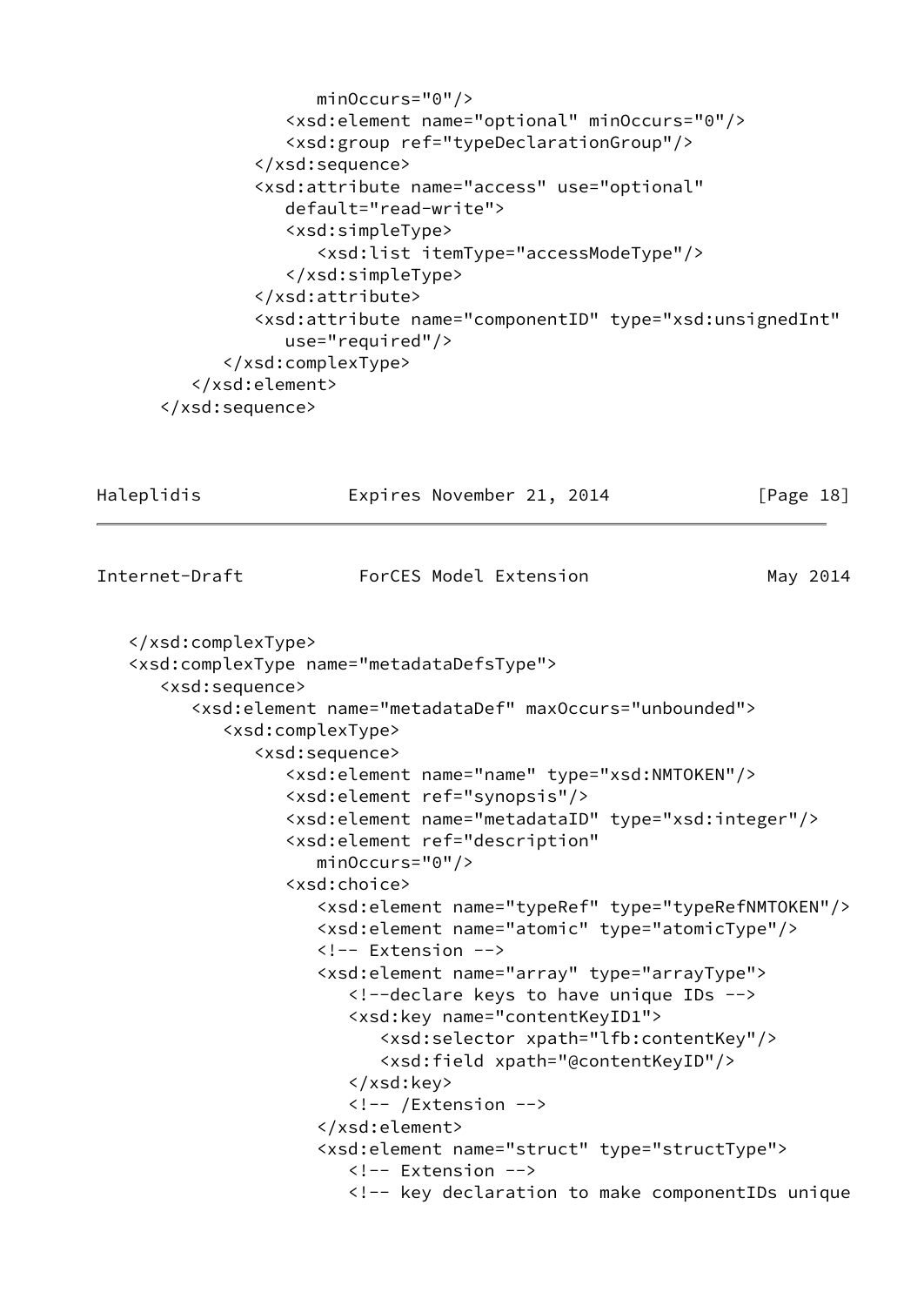```
                  minOccurs="0"/>
               <xsd:element name="optional" minOccurs="0"/>
               <xsd:group ref="typeDeclarationGroup"/>
            </xsd:sequence>
            <xsd:attribute name="access" use="optional"
               default="read-write">
               <xsd:simpleType>
                  <xsd:list itemType="accessModeType"/>
               </xsd:simpleType>
            </xsd:attribute>
            <xsd:attribute name="componentID" type="xsd:unsignedInt"
               use="required"/>
         </xsd:complexType>
      </xsd:element>
   </xsd:sequence>
```

```
</xsd:complexType>
<xsd:complexType name="metadataDefsType">
   <xsd:sequence>
      <xsd:element name="metadataDef" maxOccurs="unbounded">
         <xsd:complexType>
            <xsd:sequence>
               <xsd:element name="name" type="xsd:NMTOKEN"/>
               <xsd:element ref="synopsis"/>
               <xsd:element name="metadataID" type="xsd:integer"/>
               <xsd:element ref="description"
                  minOccurs="0"/>
               <xsd:choice>
                  <xsd:element name="typeRef" type="typeRefNMTOKEN"/>
                  <xsd:element name="atomic" type="atomicType"/>
                  <!-- Extension -->
                  <xsd:element name="array" type="arrayType">
                     <!--declare keys to have unique IDs -->
                     <xsd:key name="contentKeyID1">
                        <xsd:selector xpath="lfb:contentKey"/>
                        <xsd:field xpath="@contentKeyID"/>
                     </xsd:key>
                     <!-- /Extension -->
                  </xsd:element>
                  <xsd:element name="struct" type="structType">
                     <!-- Extension -->
                     <!-- key declaration to make componentIDs unique
```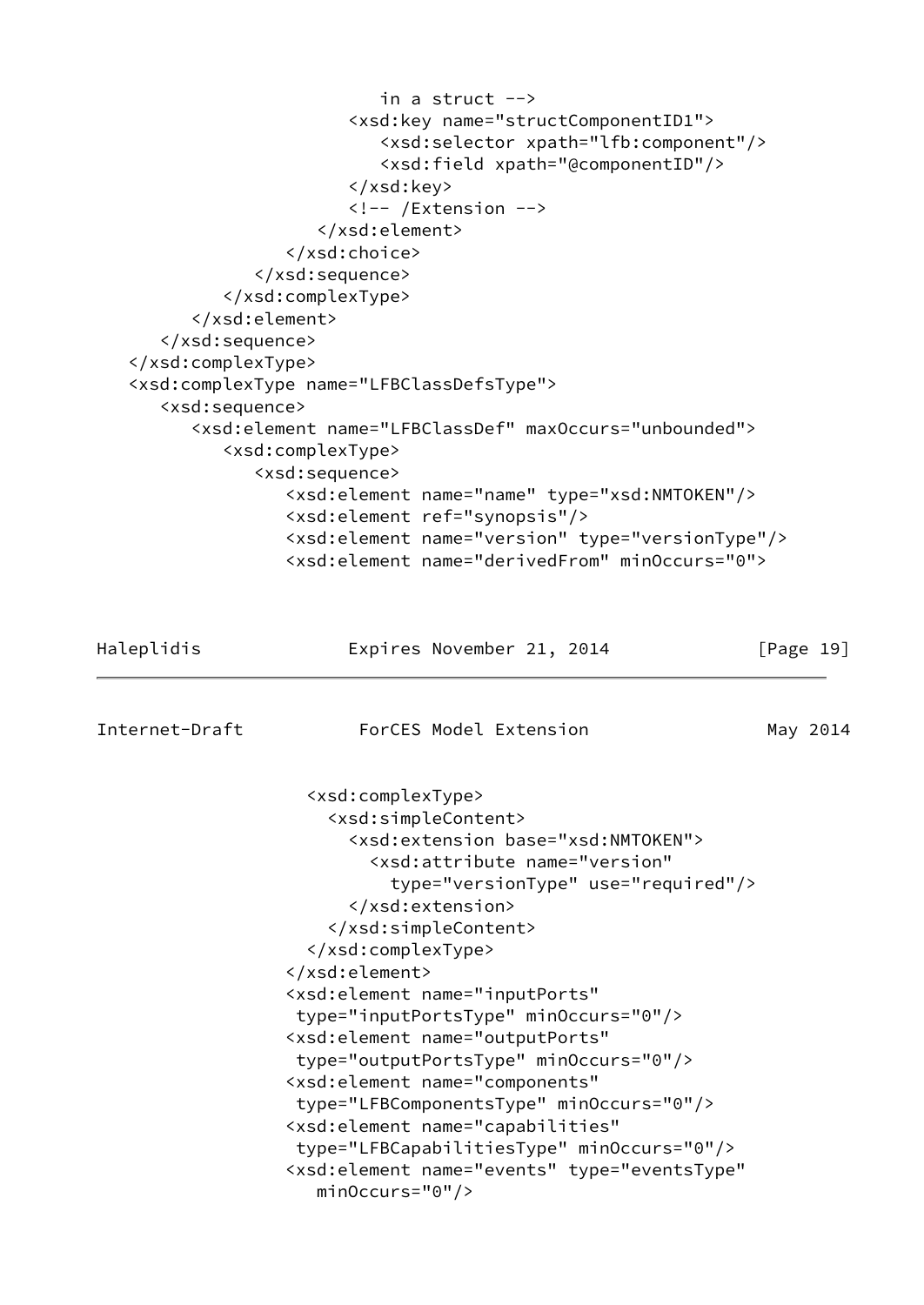```
                          in a struct -->
                        <xsd:key name="structComponentID1">
                           <xsd:selector xpath="lfb:component"/>
                           <xsd:field xpath="@componentID"/>
                        </xsd:key>
                        <!-- /Extension -->
                     </xsd:element>
                  </xsd:choice>
               </xsd:sequence>
            </xsd:complexType>
         </xsd:element>
      </xsd:sequence>
   </xsd:complexType>
   <xsd:complexType name="LFBClassDefsType">
      <xsd:sequence>
         <xsd:element name="LFBClassDef" maxOccurs="unbounded">
            <xsd:complexType>
               <xsd:sequence>
                  <xsd:element name="name" type="xsd:NMTOKEN"/>
                  <xsd:element ref="synopsis"/>
                  <xsd:element name="version" type="versionType"/>
                  <xsd:element name="derivedFrom" minOccurs="0">
```

```
                    <xsd:complexType>
                      <xsd:simpleContent>
                        <xsd:extension base="xsd:NMTOKEN">
                          <xsd:attribute name="version"
                            type="versionType" use="required"/>
                        </xsd:extension>
                      </xsd:simpleContent>
                    </xsd:complexType>
                  </xsd:element>
                  <xsd:element name="inputPorts"
                   type="inputPortsType" minOccurs="0"/>
                  <xsd:element name="outputPorts"
                   type="outputPortsType" minOccurs="0"/>
                  <xsd:element name="components"
                   type="LFBComponentsType" minOccurs="0"/>
                  <xsd:element name="capabilities"
                   type="LFBCapabilitiesType" minOccurs="0"/>
                  <xsd:element name="events" type="eventsType"
                     minOccurs="0"/>
```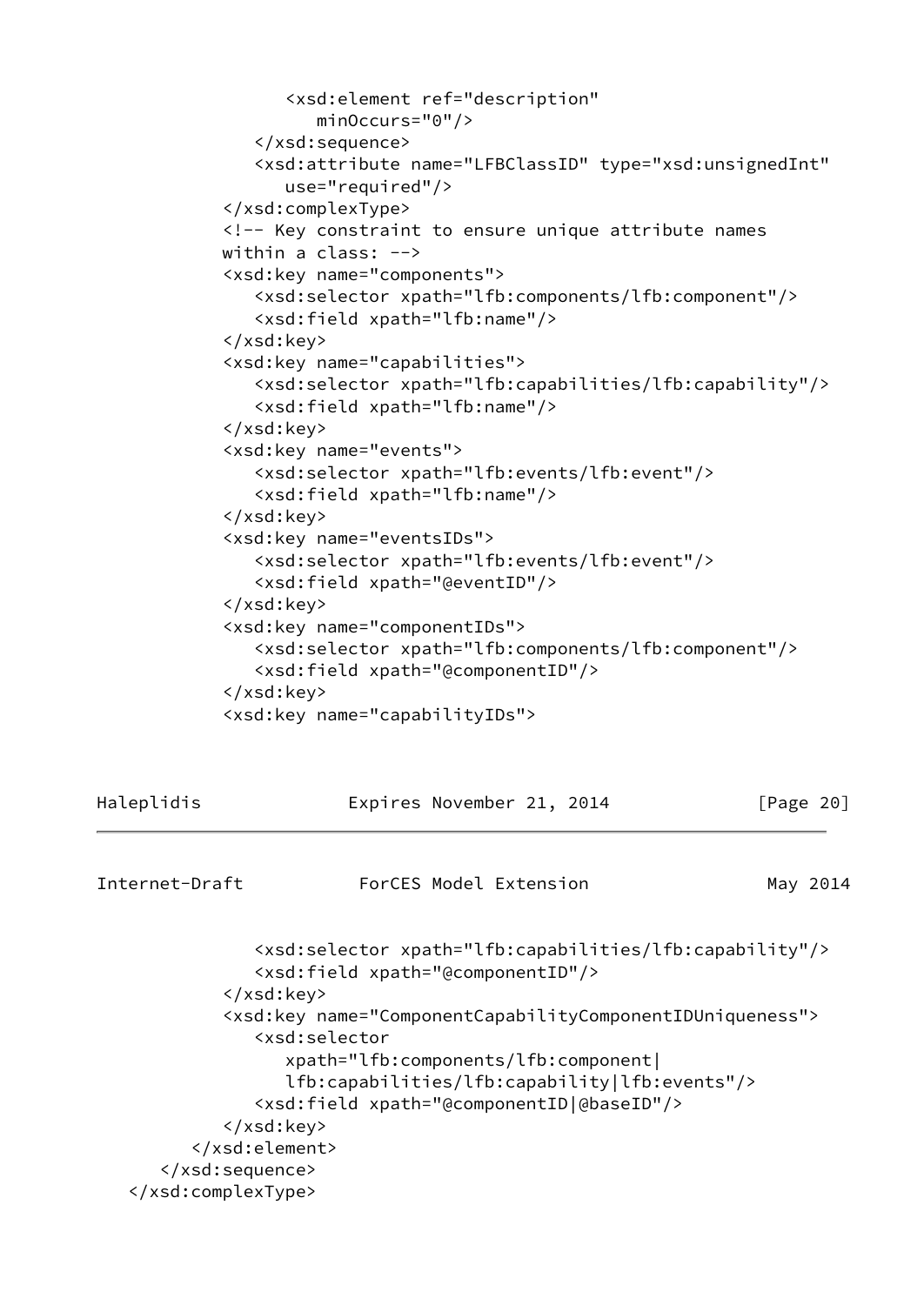```
                  <xsd:element ref="description"
                     minOccurs="0"/>
               </xsd:sequence>
               <xsd:attribute name="LFBClassID" type="xsd:unsignedInt"
                  use="required"/>
            </xsd:complexType>
            <!-- Key constraint to ensure unique attribute names
            within a class: -->
            <xsd:key name="components">
               <xsd:selector xpath="lfb:components/lfb:component"/>
               <xsd:field xpath="lfb:name"/>
            </xsd:key>
            <xsd:key name="capabilities">
               <xsd:selector xpath="lfb:capabilities/lfb:capability"/>
               <xsd:field xpath="lfb:name"/>
            </xsd:key>
            <xsd:key name="events">
               <xsd:selector xpath="lfb:events/lfb:event"/>
               <xsd:field xpath="lfb:name"/>
            </xsd:key>
            <xsd:key name="eventsIDs">
               <xsd:selector xpath="lfb:events/lfb:event"/>
               <xsd:field xpath="@eventID"/>
            </xsd:key>
            <xsd:key name="componentIDs">
               <xsd:selector xpath="lfb:components/lfb:component"/>
               <xsd:field xpath="@componentID"/>
            </xsd:key>
            <xsd:key name="capabilityIDs">
               <xsd:selector xpath="lfb:capabilities/lfb:capability"/>
               <xsd:field xpath="@componentID"/>
            </xsd:key>
            <xsd:key name="ComponentCapabilityComponentIDUniqueness">
               <xsd:selector
                  xpath="lfb:components/lfb:component|
                  lfb:capabilities/lfb:capability|lfb:events"/>
               <xsd:field xpath="@componentID|@baseID"/>
            </xsd:key>
         </xsd:element>
      </xsd:sequence>
   </xsd:complexType>
```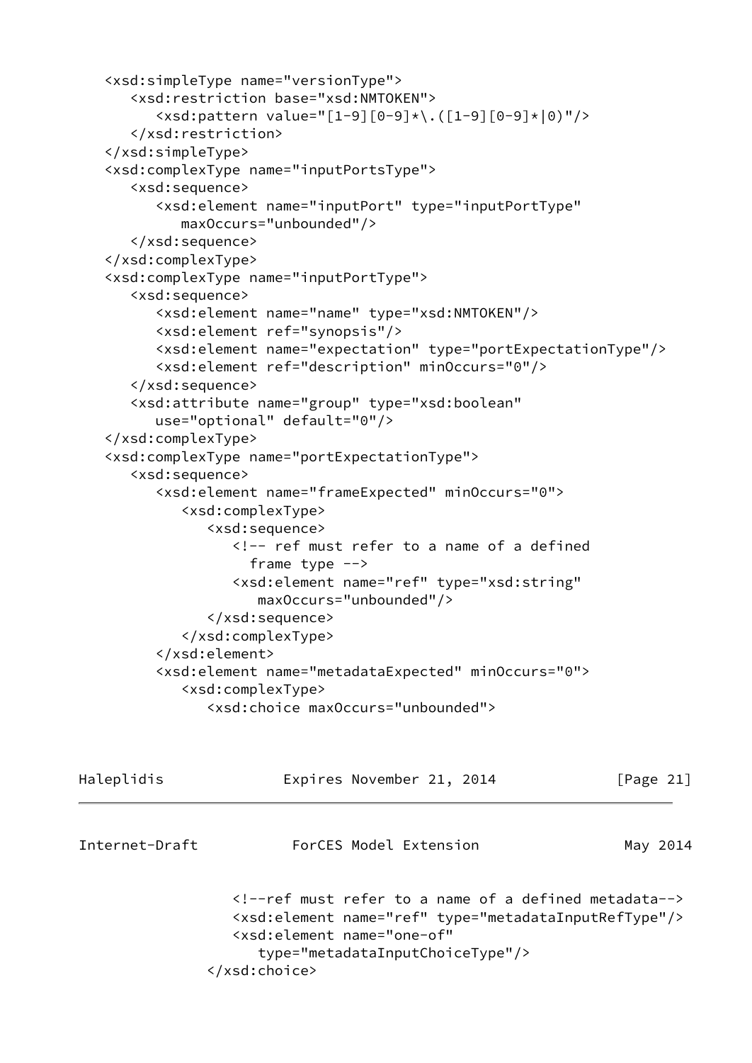```
   <xsd:simpleType name="versionType">
      <xsd:restriction base="xsd:NMTOKEN">
         <xsd:pattern value="[1-9][0-9]*\.([1-9][0-9]*|0)"/>
      </xsd:restriction>
   </xsd:simpleType>
   <xsd:complexType name="inputPortsType">
      <xsd:sequence>
         <xsd:element name="inputPort" type="inputPortType"
            maxOccurs="unbounded"/>
      </xsd:sequence>
   </xsd:complexType>
   <xsd:complexType name="inputPortType">
      <xsd:sequence>
         <xsd:element name="name" type="xsd:NMTOKEN"/>
         <xsd:element ref="synopsis"/>
         <xsd:element name="expectation" type="portExpectationType"/>
         <xsd:element ref="description" minOccurs="0"/>
      </xsd:sequence>
      <xsd:attribute name="group" type="xsd:boolean"
         use="optional" default="0"/>
   </xsd:complexType>
   <xsd:complexType name="portExpectationType">
      <xsd:sequence>
         <xsd:element name="frameExpected" minOccurs="0">
            <xsd:complexType>
               <xsd:sequence>
                  <!-- ref must refer to a name of a defined
                    frame type -->
                  <xsd:element name="ref" type="xsd:string"
                     maxOccurs="unbounded"/>
               </xsd:sequence>
            </xsd:complexType>
         </xsd:element>
         <xsd:element name="metadataExpected" minOccurs="0">
            <xsd:complexType>
               <xsd:choice maxOccurs="unbounded">
                  <!--ref must refer to a name of a defined metadata-->
                  <xsd:element name="ref" type="metadataInputRefType"/>
                  <xsd:element name="one-of"
                     type="metadataInputChoiceType"/>
               </xsd:choice>
```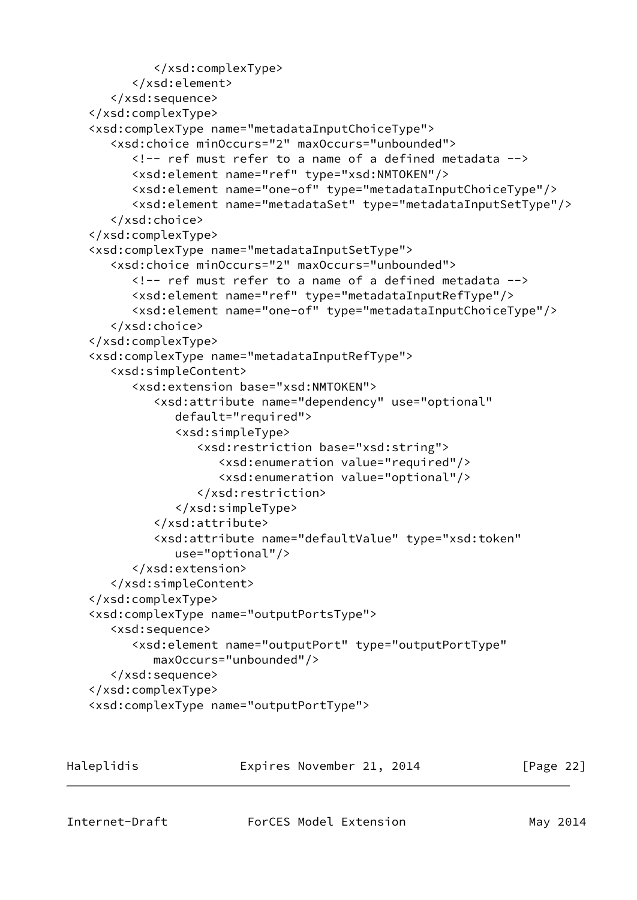```
            </xsd:complexType>
         </xsd:element>
      </xsd:sequence>
   </xsd:complexType>
   <xsd:complexType name="metadataInputChoiceType">
      <xsd:choice minOccurs="2" maxOccurs="unbounded">
         <!-- ref must refer to a name of a defined metadata -->
         <xsd:element name="ref" type="xsd:NMTOKEN"/>
         <xsd:element name="one-of" type="metadataInputChoiceType"/>
         <xsd:element name="metadataSet" type="metadataInputSetType"/>
      </xsd:choice>
   </xsd:complexType>
   <xsd:complexType name="metadataInputSetType">
      <xsd:choice minOccurs="2" maxOccurs="unbounded">
         <!-- ref must refer to a name of a defined metadata -->
         <xsd:element name="ref" type="metadataInputRefType"/>
         <xsd:element name="one-of" type="metadataInputChoiceType"/>
      </xsd:choice>
   </xsd:complexType>
   <xsd:complexType name="metadataInputRefType">
      <xsd:simpleContent>
         <xsd:extension base="xsd:NMTOKEN">
            <xsd:attribute name="dependency" use="optional"
               default="required">
               <xsd:simpleType>
                  <xsd:restriction base="xsd:string">
                     <xsd:enumeration value="required"/>
                     <xsd:enumeration value="optional"/>
                  </xsd:restriction>
               </xsd:simpleType>
            </xsd:attribute>
            <xsd:attribute name="defaultValue" type="xsd:token"
               use="optional"/>
         </xsd:extension>
      </xsd:simpleContent>
   </xsd:complexType>
   <xsd:complexType name="outputPortsType">
      <xsd:sequence>
         <xsd:element name="outputPort" type="outputPortType"
            maxOccurs="unbounded"/>
      </xsd:sequence>
   </xsd:complexType>
   <xsd:complexType name="outputPortType">
```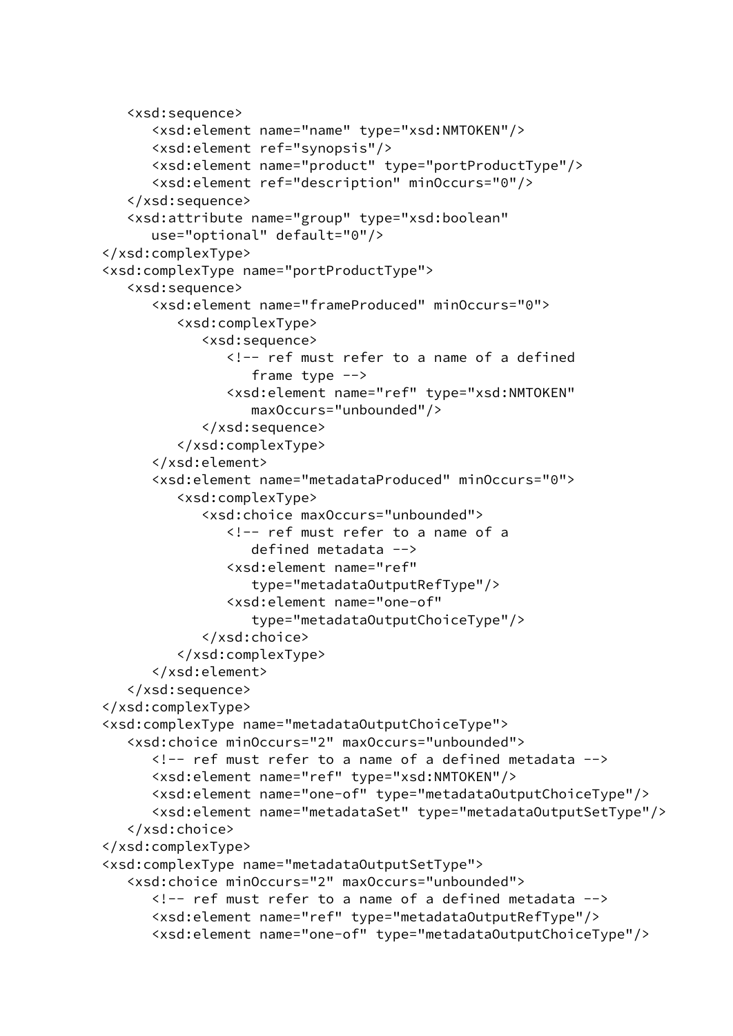```
   <xsd:sequence>
      <xsd:element name="name" type="xsd:NMTOKEN"/>
      <xsd:element ref="synopsis"/>
      <xsd:element name="product" type="portProductType"/>
      <xsd:element ref="description" minOccurs="0"/>
   </xsd:sequence>
   <xsd:attribute name="group" type="xsd:boolean"
      use="optional" default="0"/>
</xsd:complexType>
<xsd:complexType name="portProductType">
   <xsd:sequence>
      <xsd:element name="frameProduced" minOccurs="0">
         <xsd:complexType>
            <xsd:sequence>
               <!-- ref must refer to a name of a defined
                  frame type -->
               <xsd:element name="ref" type="xsd:NMTOKEN"
                  maxOccurs="unbounded"/>
            </xsd:sequence>
         </xsd:complexType>
      </xsd:element>
      <xsd:element name="metadataProduced" minOccurs="0">
         <xsd:complexType>
            <xsd:choice maxOccurs="unbounded">
               <!-- ref must refer to a name of a
                  defined metadata -->
               <xsd:element name="ref"
                  type="metadataOutputRefType"/>
               <xsd:element name="one-of"
                  type="metadataOutputChoiceType"/>
            </xsd:choice>
         </xsd:complexType>
      </xsd:element>
   </xsd:sequence>
</xsd:complexType>
<xsd:complexType name="metadataOutputChoiceType">
   <xsd:choice minOccurs="2" maxOccurs="unbounded">
      <!-- ref must refer to a name of a defined metadata -->
      <xsd:element name="ref" type="xsd:NMTOKEN"/>
      <xsd:element name="one-of" type="metadataOutputChoiceType"/>
      <xsd:element name="metadataSet" type="metadataOutputSetType"/>
   </xsd:choice>
</xsd:complexType>
<xsd:complexType name="metadataOutputSetType">
   <xsd:choice minOccurs="2" maxOccurs="unbounded">
      <!-- ref must refer to a name of a defined metadata -->
      <xsd:element name="ref" type="metadataOutputRefType"/>
      <xsd:element name="one-of" type="metadataOutputChoiceType"/>
```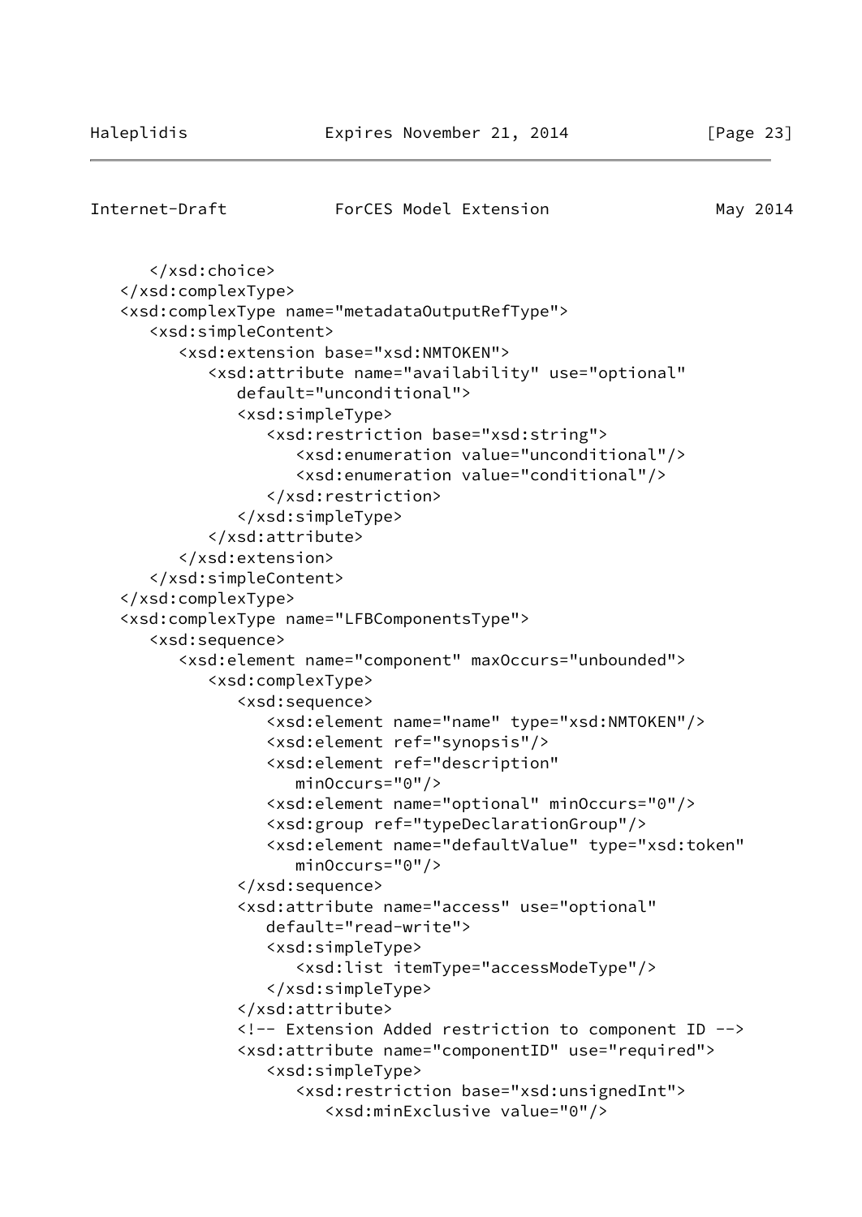```
      </xsd:choice>
   </xsd:complexType>
   <xsd:complexType name="metadataOutputRefType">
      <xsd:simpleContent>
         <xsd:extension base="xsd:NMTOKEN">
            <xsd:attribute name="availability" use="optional"
               default="unconditional">
               <xsd:simpleType>
                  <xsd:restriction base="xsd:string">
                     <xsd:enumeration value="unconditional"/>
                     <xsd:enumeration value="conditional"/>
                  </xsd:restriction>
               </xsd:simpleType>
            </xsd:attribute>
         </xsd:extension>
      </xsd:simpleContent>
   </xsd:complexType>
   <xsd:complexType name="LFBComponentsType">
      <xsd:sequence>
         <xsd:element name="component" maxOccurs="unbounded">
            <xsd:complexType>
               <xsd:sequence>
                  <xsd:element name="name" type="xsd:NMTOKEN"/>
                  <xsd:element ref="synopsis"/>
                  <xsd:element ref="description"
                     minOccurs="0"/>
                  <xsd:element name="optional" minOccurs="0"/>
                  <xsd:group ref="typeDeclarationGroup"/>
                  <xsd:element name="defaultValue" type="xsd:token"
                     minOccurs="0"/>
               </xsd:sequence>
               <xsd:attribute name="access" use="optional"
                  default="read-write">
                  <xsd:simpleType>
                     <xsd:list itemType="accessModeType"/>
                  </xsd:simpleType>
               </xsd:attribute>
               <!-- Extension Added restriction to component ID -->
               <xsd:attribute name="componentID" use="required">
                  <xsd:simpleType>
                     <xsd:restriction base="xsd:unsignedInt">
                        <xsd:minExclusive value="0"/>
```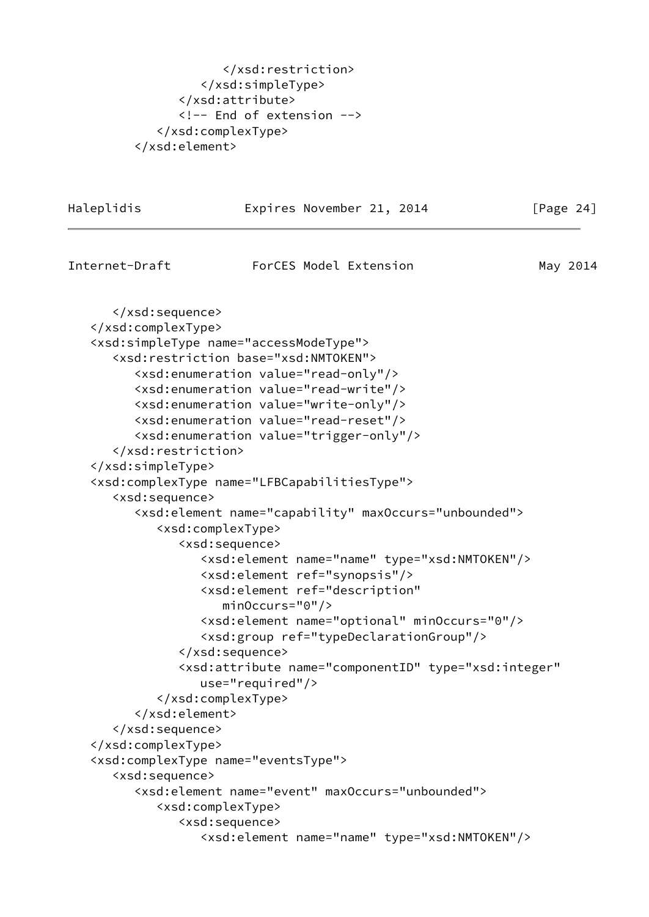```
                  </xsd:restriction>
               </xsd:simpleType>
            </xsd:attribute>
            <!-- End of extension -->
         </xsd:complexType>
      </xsd:element>
```

```
      </xsd:sequence>
   </xsd:complexType>
   <xsd:simpleType name="accessModeType">
      <xsd:restriction base="xsd:NMTOKEN">
         <xsd:enumeration value="read-only"/>
         <xsd:enumeration value="read-write"/>
         <xsd:enumeration value="write-only"/>
         <xsd:enumeration value="read-reset"/>
         <xsd:enumeration value="trigger-only"/>
      </xsd:restriction>
   </xsd:simpleType>
   <xsd:complexType name="LFBCapabilitiesType">
      <xsd:sequence>
         <xsd:element name="capability" maxOccurs="unbounded">
            <xsd:complexType>
               <xsd:sequence>
                  <xsd:element name="name" type="xsd:NMTOKEN"/>
                  <xsd:element ref="synopsis"/>
                  <xsd:element ref="description"
                     minOccurs="0"/>
                  <xsd:element name="optional" minOccurs="0"/>
                  <xsd:group ref="typeDeclarationGroup"/>
               </xsd:sequence>
               <xsd:attribute name="componentID" type="xsd:integer"
                  use="required"/>
            </xsd:complexType>
         </xsd:element>
      </xsd:sequence>
   </xsd:complexType>
   <xsd:complexType name="eventsType">
      <xsd:sequence>
         <xsd:element name="event" maxOccurs="unbounded">
            <xsd:complexType>
               <xsd:sequence>
                  <xsd:element name="name" type="xsd:NMTOKEN"/>
```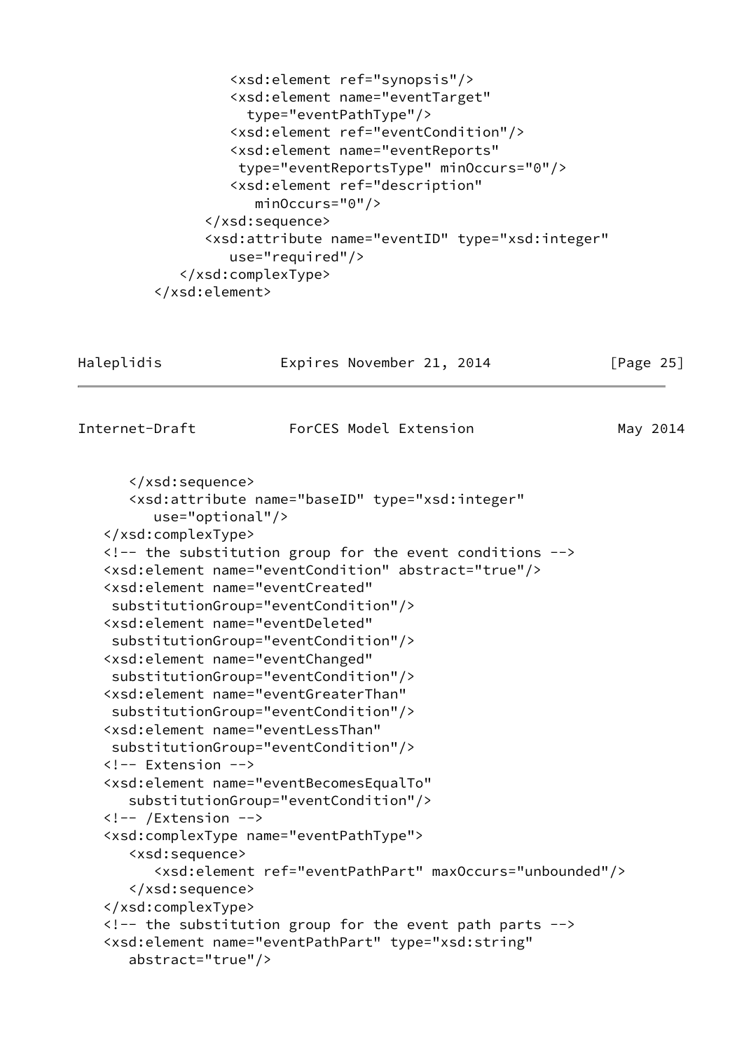```
                <xsd:element ref="synopsis"/>
                <xsd:element name="eventTarget"
                  type="eventPathType"/>
                <xsd:element ref="eventCondition"/>
                <xsd:element name="eventReports"
                 type="eventReportsType" minOccurs="0"/>
                <xsd:element ref="description"
                   minOccurs="0"/>
             </xsd:sequence>
             <xsd:attribute name="eventID" type="xsd:integer"
                use="required"/>
          </xsd:complexType>
       </xsd:element>
```

```
      </xsd:sequence>
      <xsd:attribute name="baseID" type="xsd:integer"
         use="optional"/>
   </xsd:complexType>
   <!-- the substitution group for the event conditions -->
   <xsd:element name="eventCondition" abstract="true"/>
   <xsd:element name="eventCreated"
    substitutionGroup="eventCondition"/>
   <xsd:element name="eventDeleted"
    substitutionGroup="eventCondition"/>
   <xsd:element name="eventChanged"
    substitutionGroup="eventCondition"/>
   <xsd:element name="eventGreaterThan"
    substitutionGroup="eventCondition"/>
   <xsd:element name="eventLessThan"
    substitutionGroup="eventCondition"/>
   <!-- Extension -->
   <xsd:element name="eventBecomesEqualTo"
      substitutionGroup="eventCondition"/>
   <!-- /Extension -->
   <xsd:complexType name="eventPathType">
      <xsd:sequence>
         <xsd:element ref="eventPathPart" maxOccurs="unbounded"/>
      </xsd:sequence>
   </xsd:complexType>
   <!-- the substitution group for the event path parts -->
   <xsd:element name="eventPathPart" type="xsd:string"
      abstract="true"/>
```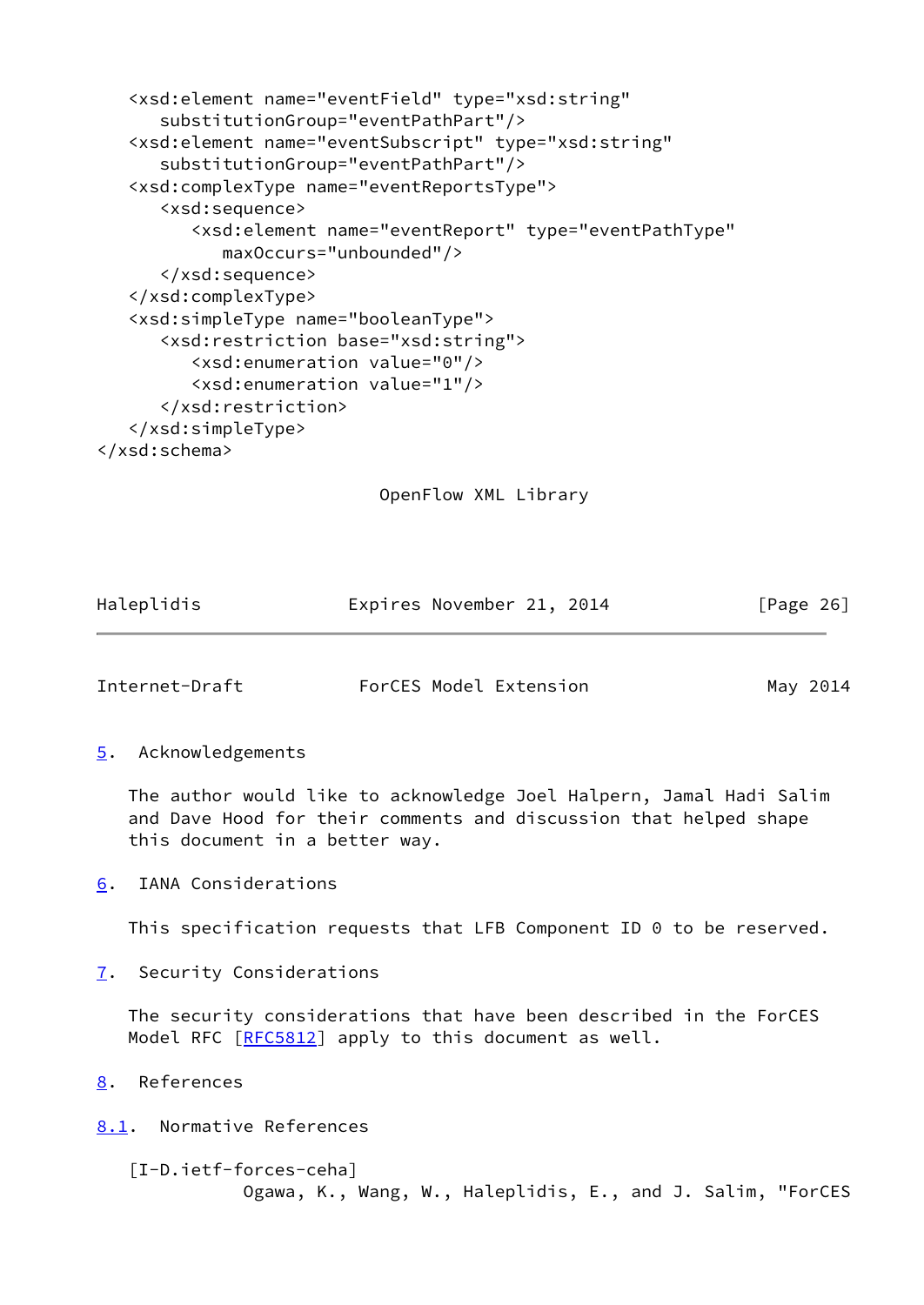```
   <xsd:element name="eventField" type="xsd:string"
      substitutionGroup="eventPathPart"/>
   <xsd:element name="eventSubscript" type="xsd:string"
      substitutionGroup="eventPathPart"/>
   <xsd:complexType name="eventReportsType">
      <xsd:sequence>
         <xsd:element name="eventReport" type="eventPathType"
            maxOccurs="unbounded"/>
      </xsd:sequence>
   </xsd:complexType>
   <xsd:simpleType name="booleanType">
      <xsd:restriction base="xsd:string">
         <xsd:enumeration value="0"/>
         <xsd:enumeration value="1"/>
      </xsd:restriction>
   </xsd:simpleType>
</xsd:schema>
```

OpenFlow XML Library

## 5. Acknowledgements

The author would like to acknowledge Joel Halpern, Jamal Hadi Salim and Dave Hood for their comments and discussion that helped shape this document in a better way.

## 6. IANA Considerations

This specification requests that LFB Component ID 0 to be reserved.

## 7. Security Considerations

The security considerations that have been described in the ForCES Model RFC [RFC5812] apply to this document as well.

## 8. References

### 8.1. Normative References

[I-D.ietf-forces-ceha]
Ogawa, K., Wang, W., Haleplidis, E., and J. Salim, "ForCES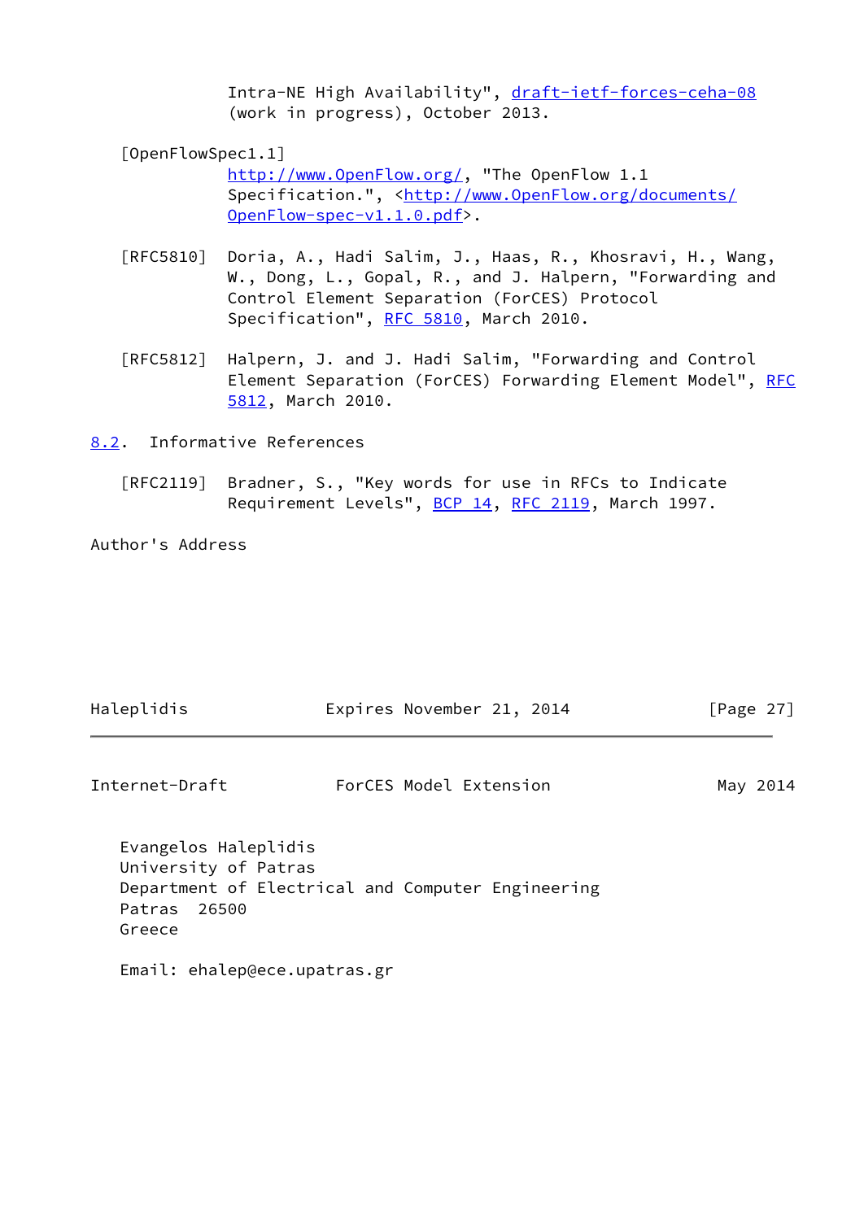Intra-NE High Availability", draft-ietf-forces-ceha-08 (work in progress), October 2013.

[OpenFlowSpec1.1]
http://www.OpenFlow.org/, "The OpenFlow 1.1 Specification.", <http://www.OpenFlow.org/documents/OpenFlow-spec-v1.1.0.pdf>.

[RFC5810] Doria, A., Hadi Salim, J., Haas, R., Khosravi, H., Wang, W., Dong, L., Gopal, R., and J. Halpern, "Forwarding and Control Element Separation (ForCES) Protocol Specification", RFC 5810, March 2010.

[RFC5812] Halpern, J. and J. Hadi Salim, "Forwarding and Control Element Separation (ForCES) Forwarding Element Model", RFC 5812, March 2010.

## 8.2. Informative References

[RFC2119] Bradner, S., "Key words for use in RFCs to Indicate Requirement Levels", BCP 14, RFC 2119, March 1997.

## Author's Address

Evangelos Haleplidis
University of Patras
Department of Electrical and Computer Engineering
Patras 26500
Greece

Email: ehalep@ece.upatras.gr